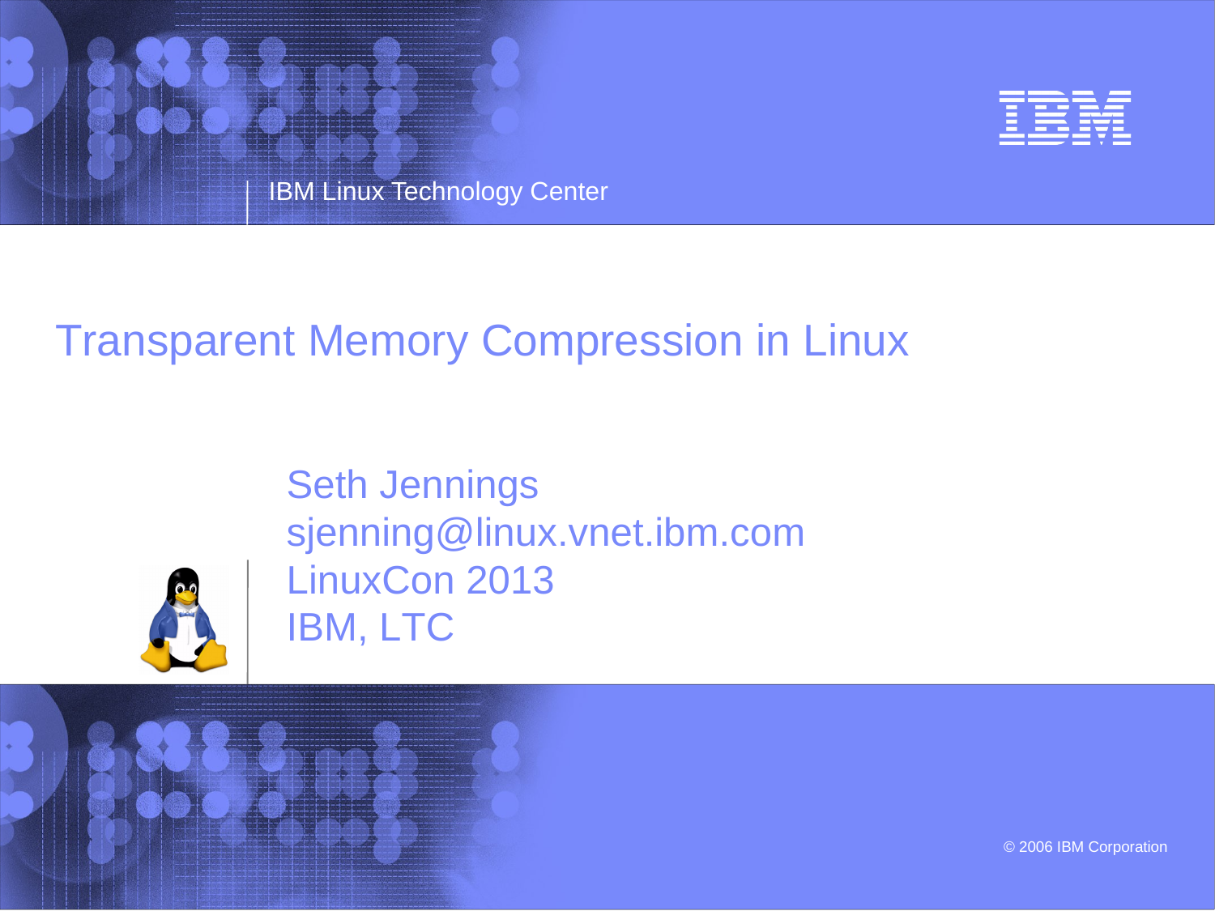IBM Linux Technology Center

# Transparent Memory Compression in Linux

Seth Jennings
sjenning@linux.vnet.ibm.com
LinuxCon 2013
IBM, LTC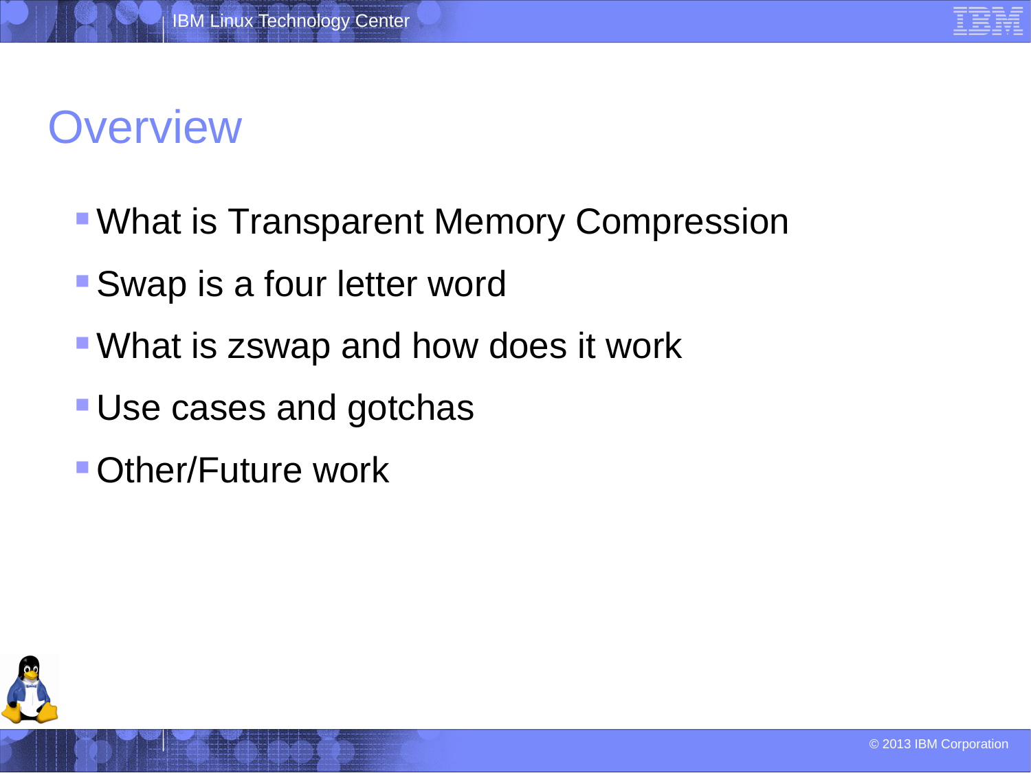# Overview

- What is Transparent Memory Compression
- Swap is a four letter word
- What is zswap and how does it work
- Use cases and gotchas
- Other/Future work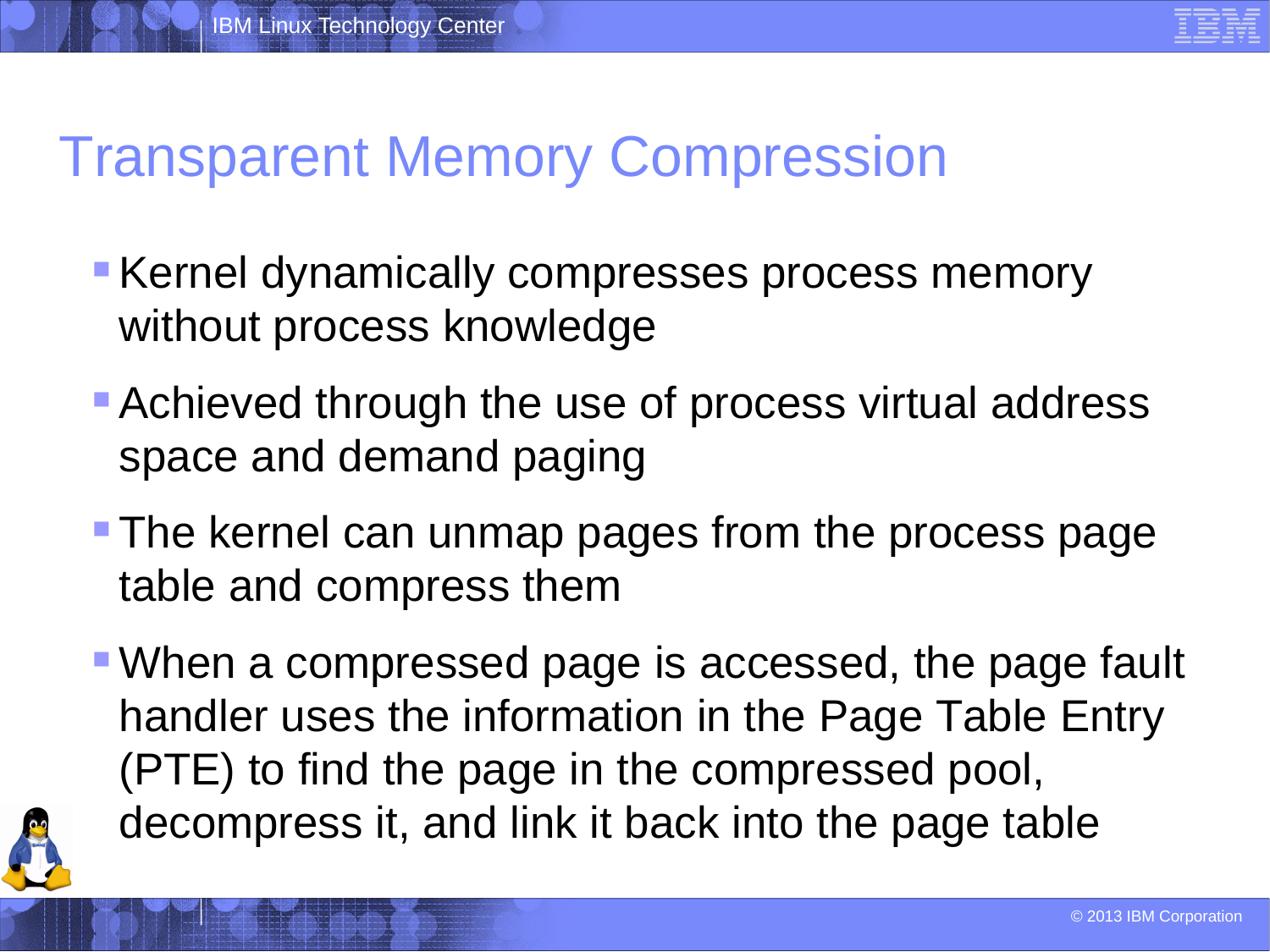# Transparent Memory Compression

- Kernel dynamically compresses process memory without process knowledge
- Achieved through the use of process virtual address space and demand paging
- The kernel can unmap pages from the process page table and compress them
- When a compressed page is accessed, the page fault handler uses the information in the Page Table Entry (PTE) to find the page in the compressed pool, decompress it, and link it back into the page table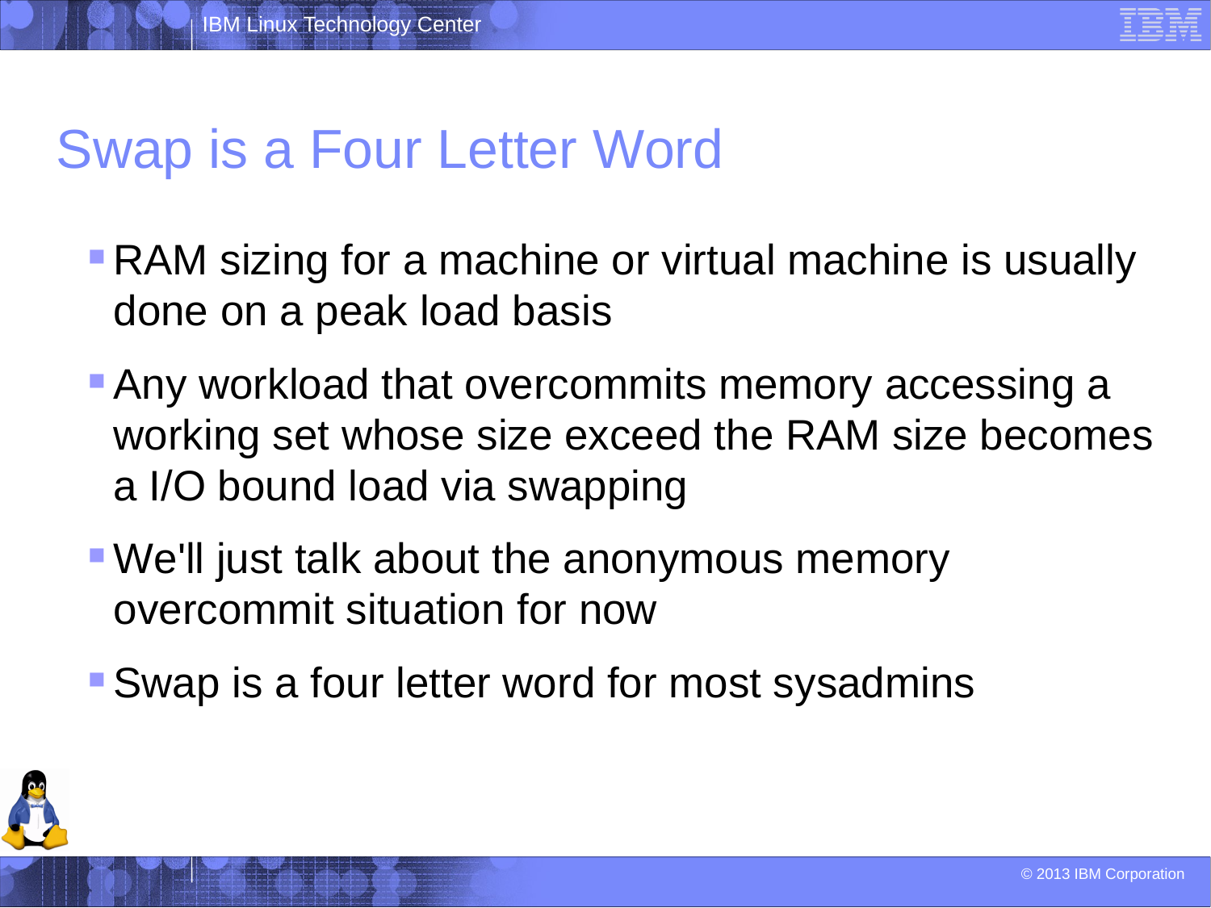# Swap is a Four Letter Word

- RAM sizing for a machine or virtual machine is usually done on a peak load basis
- Any workload that overcommits memory accessing a working set whose size exceed the RAM size becomes a I/O bound load via swapping
- We'll just talk about the anonymous memory overcommit situation for now
- Swap is a four letter word for most sysadmins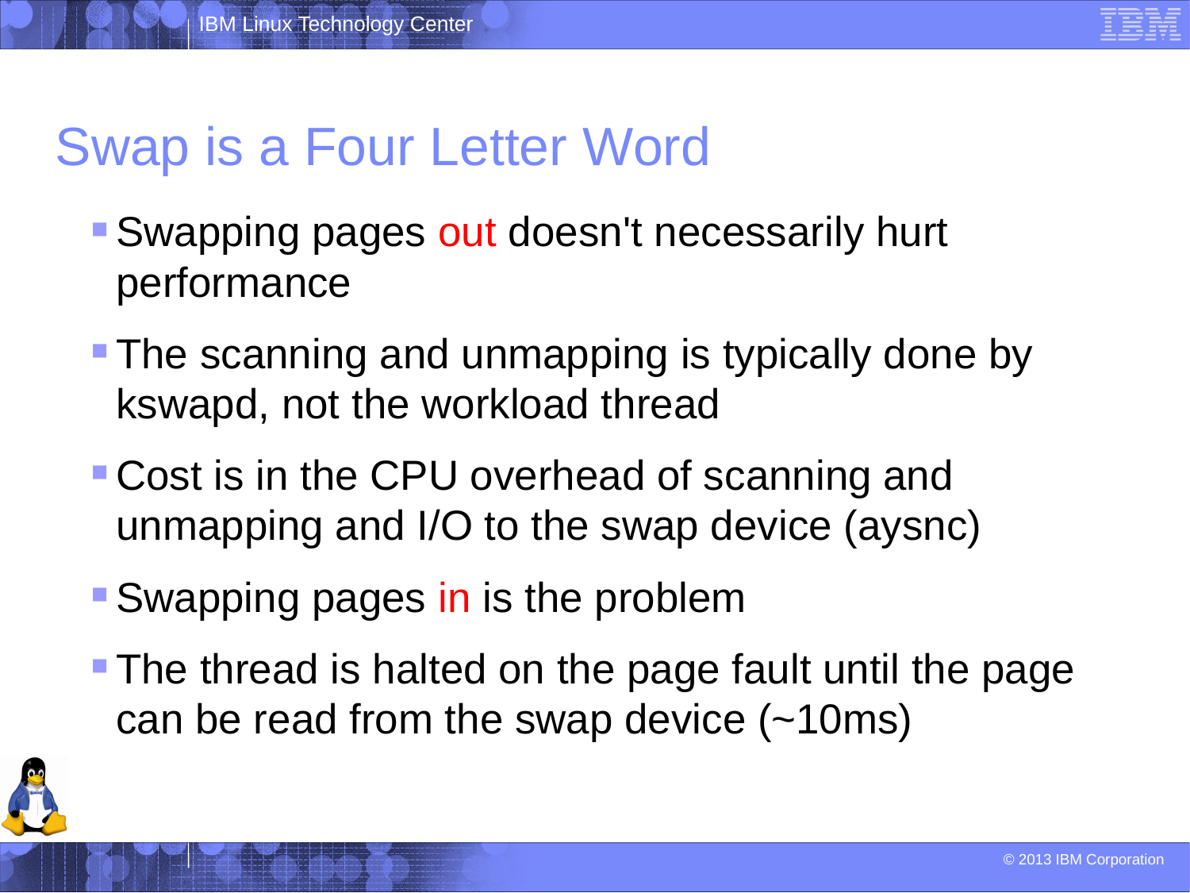# Swap is a Four Letter Word

- Swapping pages out doesn't necessarily hurt performance
- The scanning and unmapping is typically done by kswapd, not the workload thread
- Cost is in the CPU overhead of scanning and unmapping and I/O to the swap device (aysnc)
- Swapping pages in is the problem
- The thread is halted on the page fault until the page can be read from the swap device (~10ms)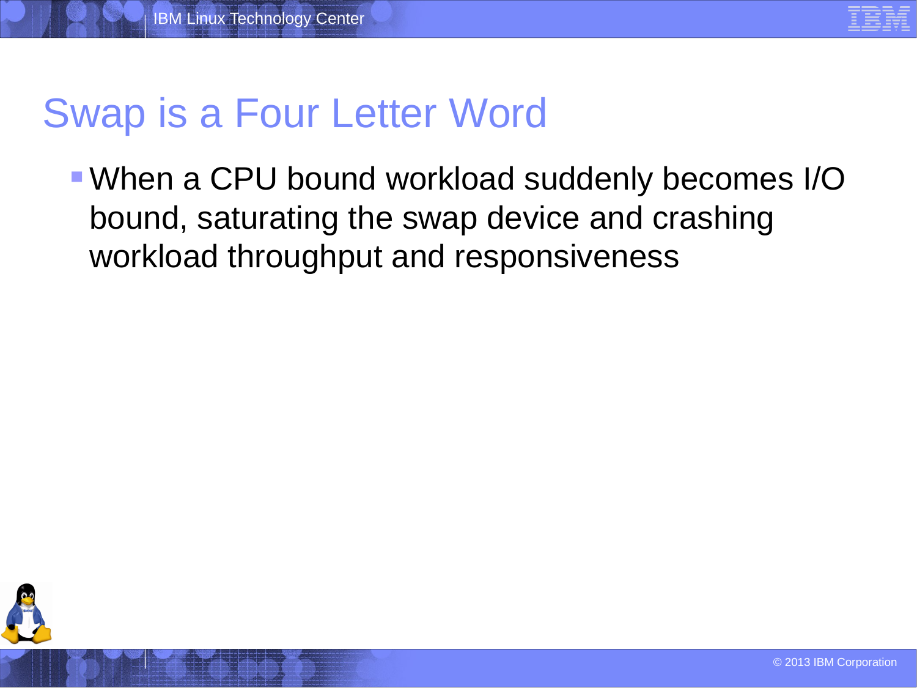# Swap is a Four Letter Word

- When a CPU bound workload suddenly becomes I/O bound, saturating the swap device and crashing workload throughput and responsiveness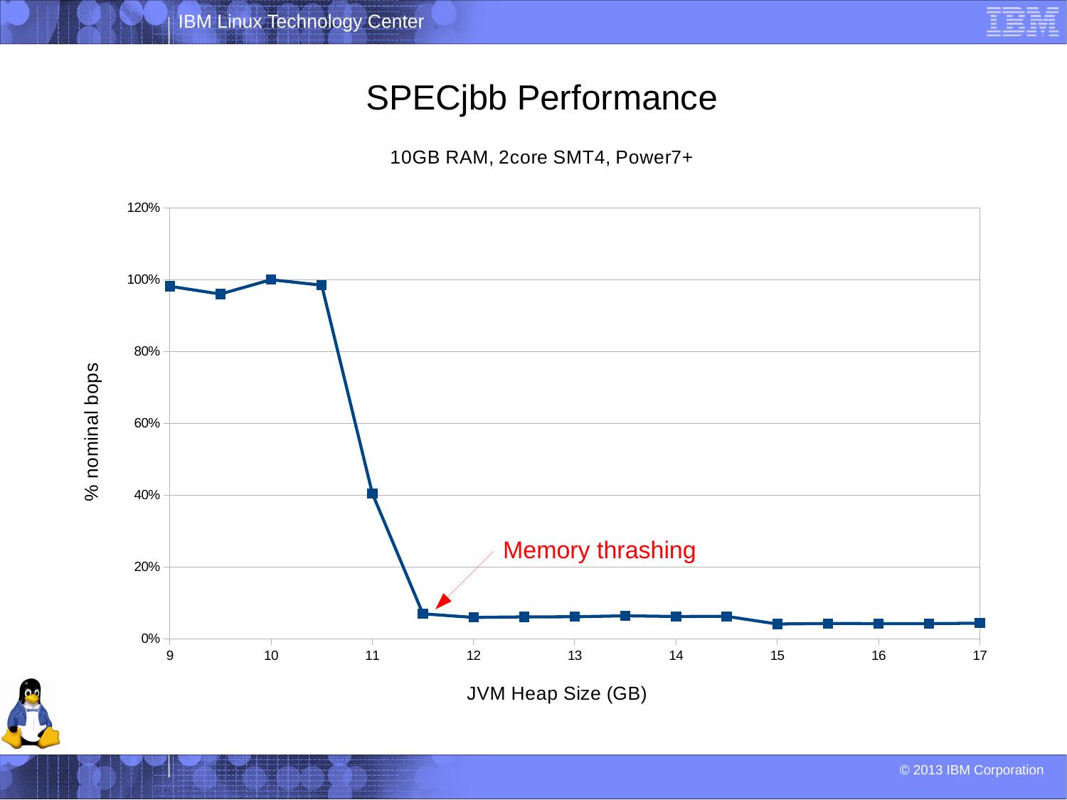# SPECjbb Performance

10GB RAM, 2core SMT4, Power7+

% nominal bops

JVM Heap Size (GB)

Memory thrashing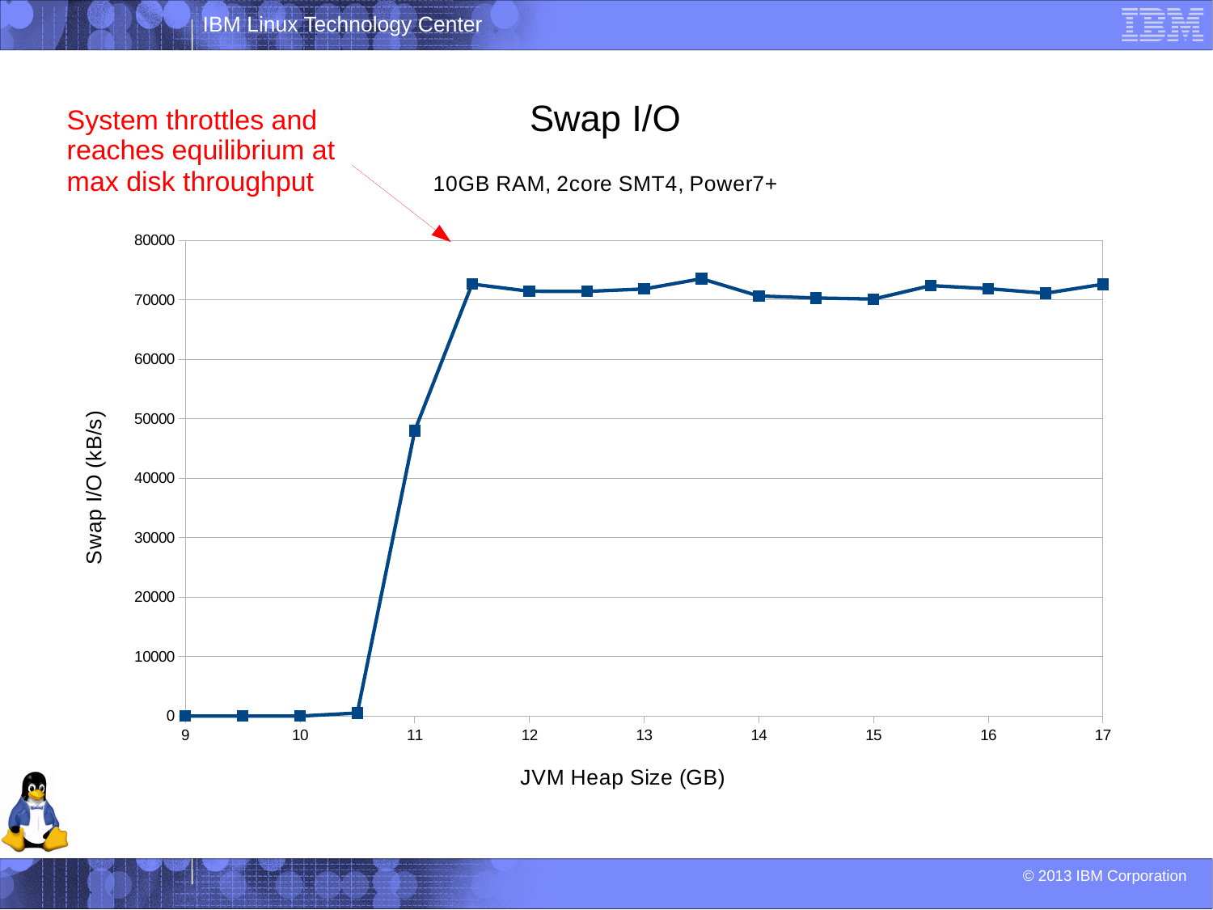# Swap I/O

System throttles and reaches equilibrium at max disk throughput

10GB RAM, 2core SMT4, Power7+

| JVM Heap Size (GB) | Swap I/O (kB/s) |
|---|---|
| 9 | 0 |
| 9.5 | 0 |
| 10 | 0 |
| 10.5 | 500 |
| 11 | 48000 |
| 11.5 | 72700 |
| 12 | 71500 |
| 12.5 | 71500 |
| 13 | 71900 |
| 13.5 | 73600 |
| 14 | 70700 |
| 14.5 | 70400 |
| 15 | 70200 |
| 15.5 | 72400 |
| 16 | 71900 |
| 16.5 | 71200 |
| 17 | 72700 |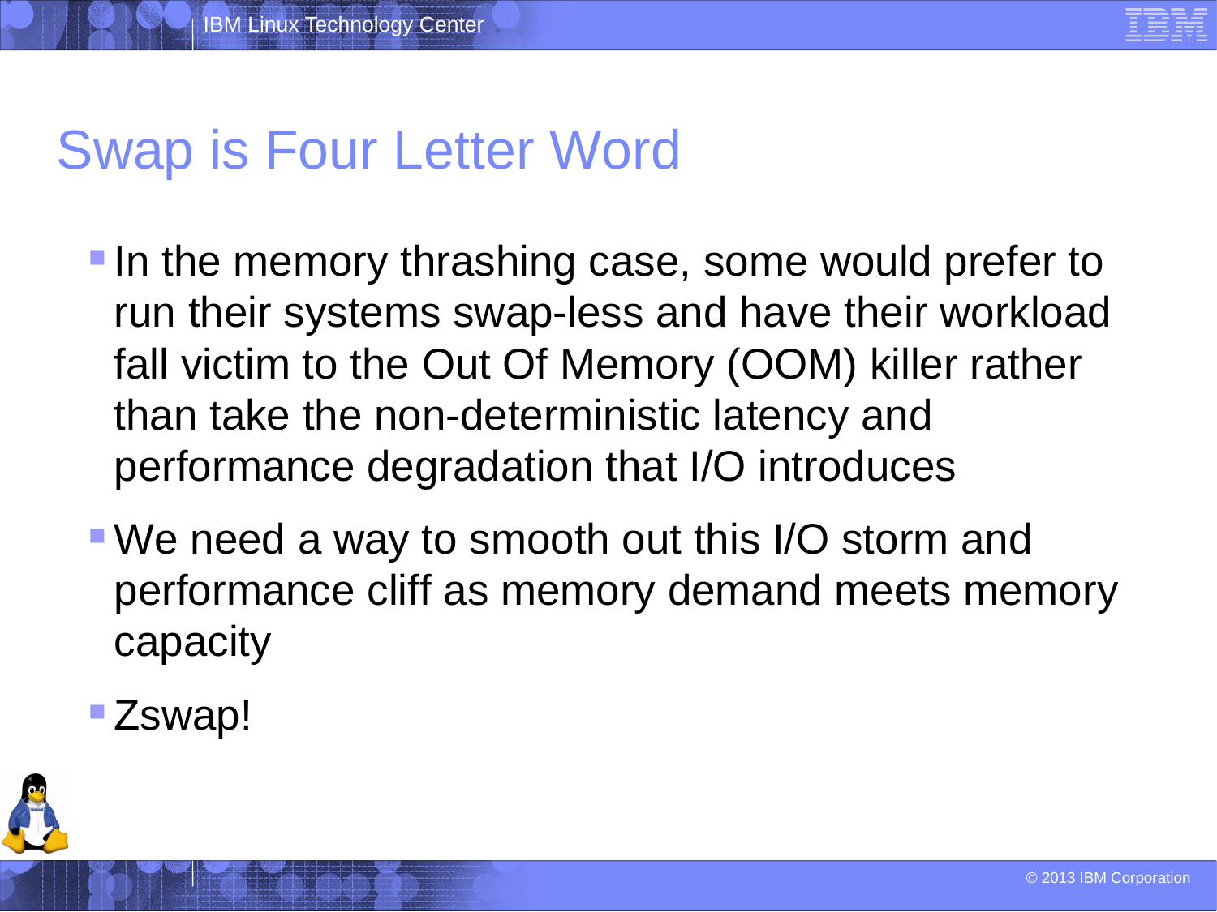# Swap is Four Letter Word

- In the memory thrashing case, some would prefer to run their systems swap-less and have their workload fall victim to the Out Of Memory (OOM) killer rather than take the non-deterministic latency and performance degradation that I/O introduces
- We need a way to smooth out this I/O storm and performance cliff as memory demand meets memory capacity
- Zswap!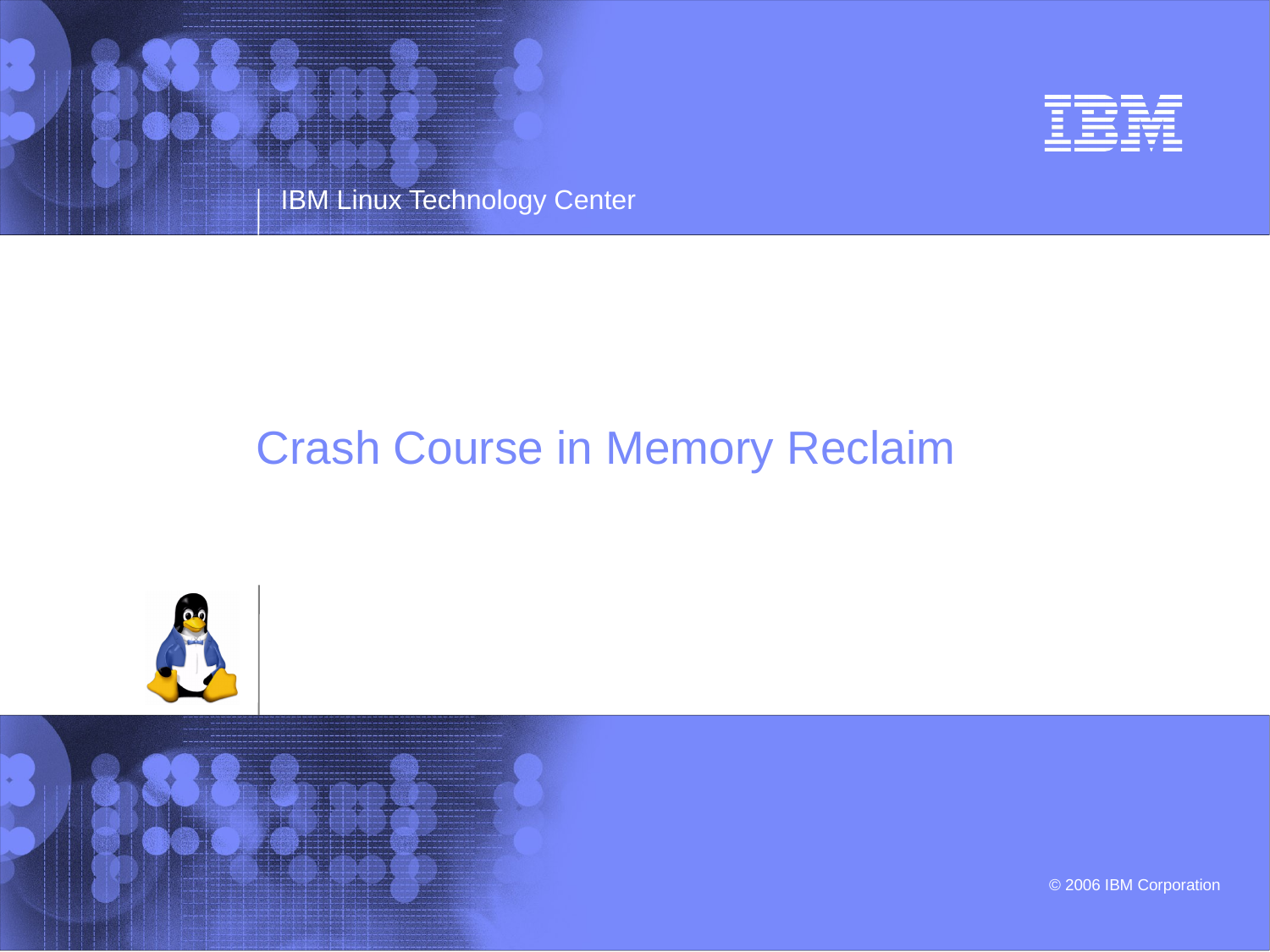IBM Linux Technology Center

# Crash Course in Memory Reclaim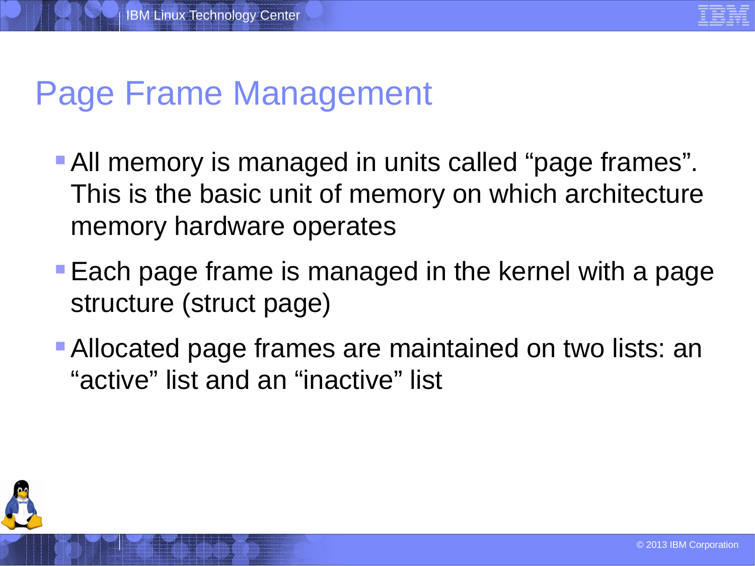# Page Frame Management

- All memory is managed in units called “page frames”. This is the basic unit of memory on which architecture memory hardware operates
- Each page frame is managed in the kernel with a page structure (struct page)
- Allocated page frames are maintained on two lists: an “active” list and an “inactive” list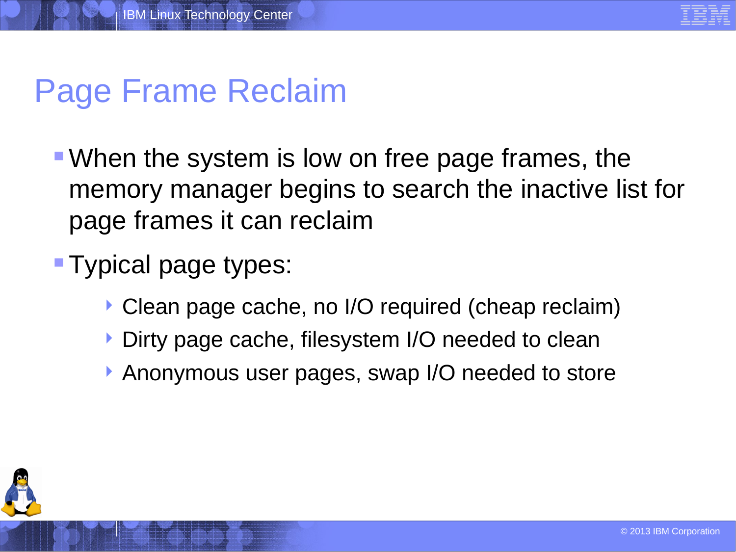# Page Frame Reclaim

- When the system is low on free page frames, the memory manager begins to search the inactive list for page frames it can reclaim
- Typical page types:
  - Clean page cache, no I/O required (cheap reclaim)
  - Dirty page cache, filesystem I/O needed to clean
  - Anonymous user pages, swap I/O needed to store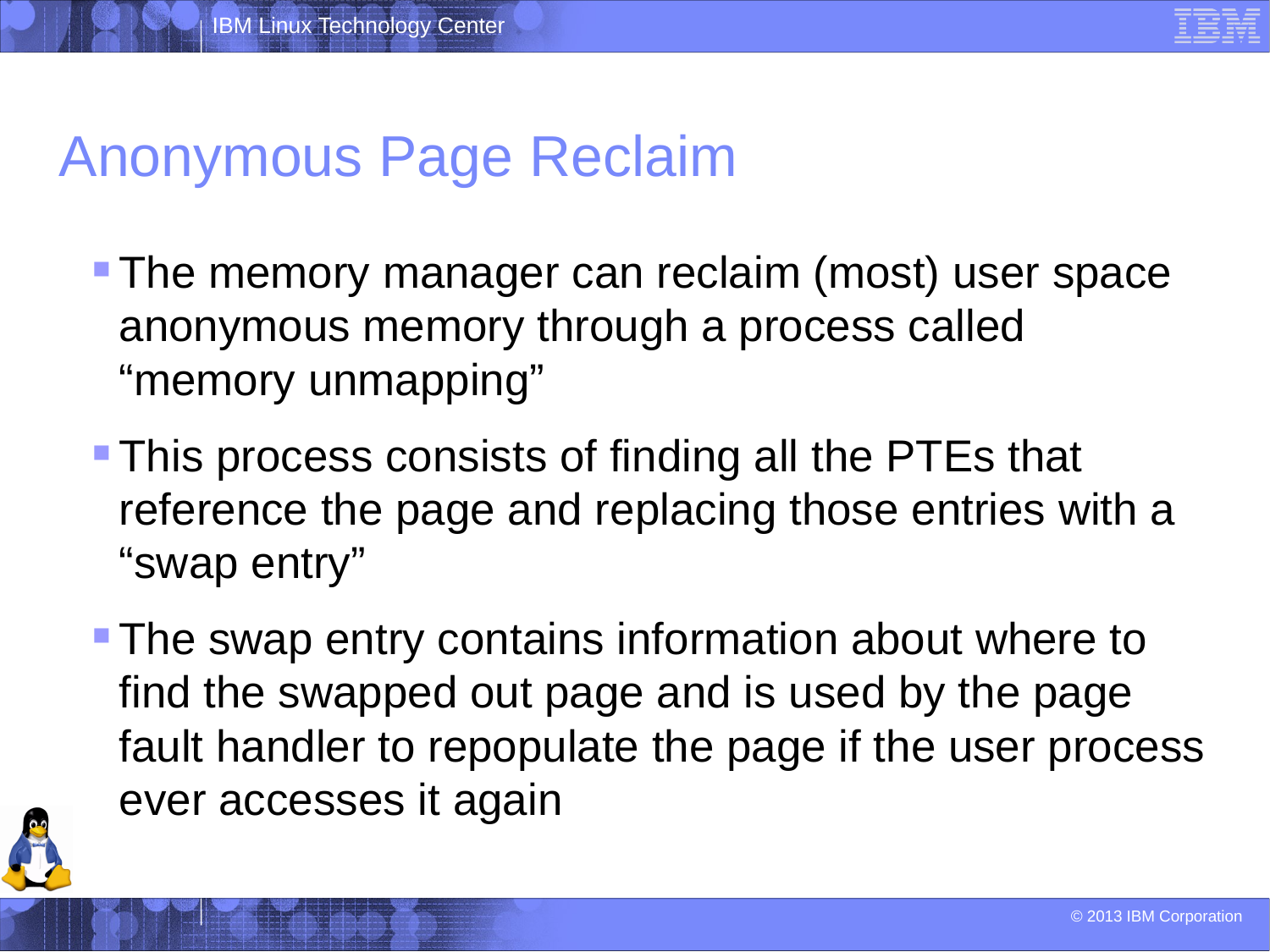# Anonymous Page Reclaim

- The memory manager can reclaim (most) user space anonymous memory through a process called “memory unmapping”
- This process consists of finding all the PTEs that reference the page and replacing those entries with a “swap entry”
- The swap entry contains information about where to find the swapped out page and is used by the page fault handler to repopulate the page if the user process ever accesses it again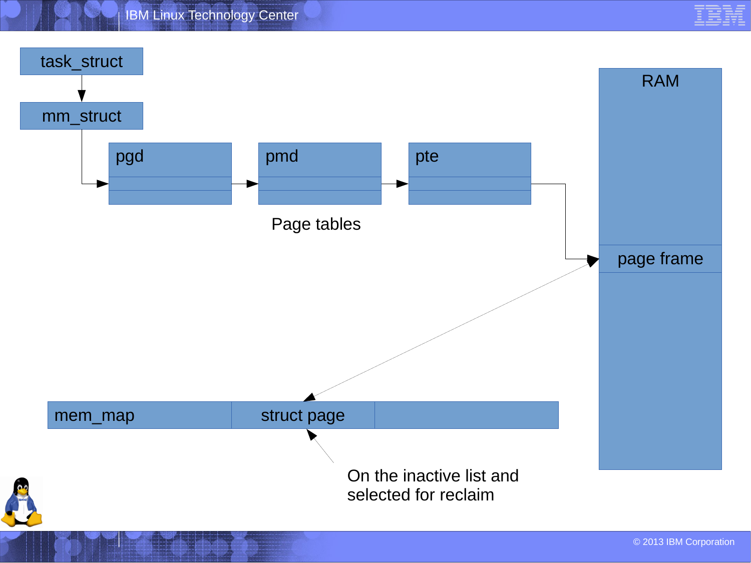task_struct

mm_struct

pgd

pmd

pte

Page tables

RAM

page frame

mem_map

struct page

On the inactive list and selected for reclaim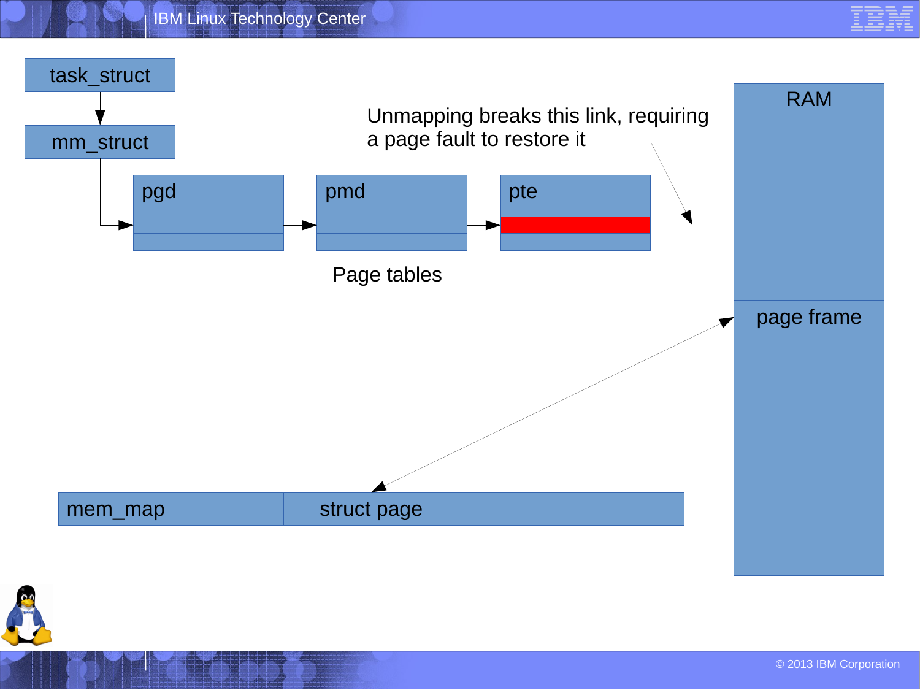task_struct

mm_struct

pgd

pmd

pte

Unmapping breaks this link, requiring a page fault to restore it

Page tables

RAM

page frame

mem_map

struct page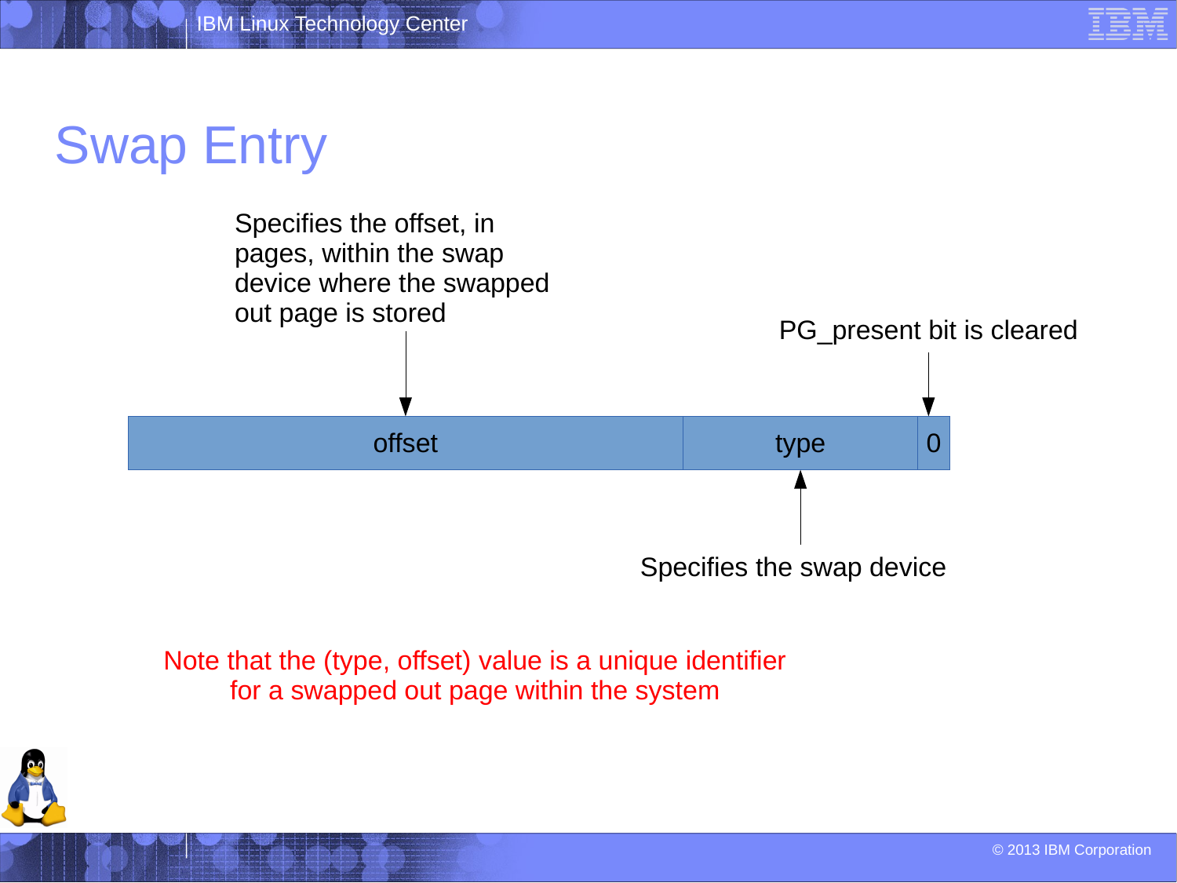# Swap Entry

Specifies the offset, in pages, within the swap device where the swapped out page is stored

PG_present bit is cleared

| offset | type | 0 |
|---|---|---|

Specifies the swap device

Note that the (type, offset) value is a unique identifier for a swapped out page within the system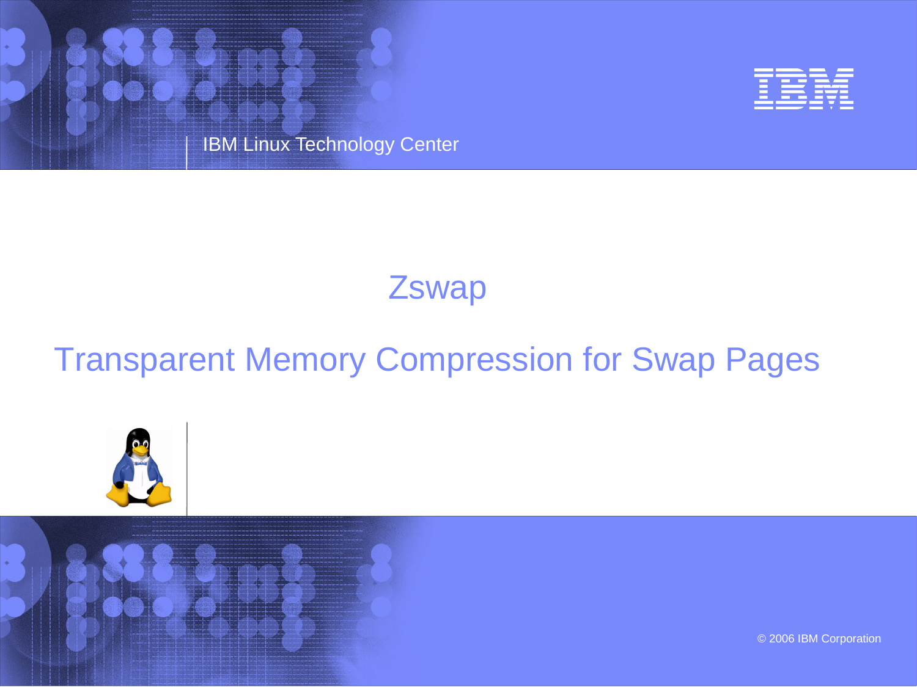IBM Linux Technology Center

# Zswap

## Transparent Memory Compression for Swap Pages

© 2006 IBM Corporation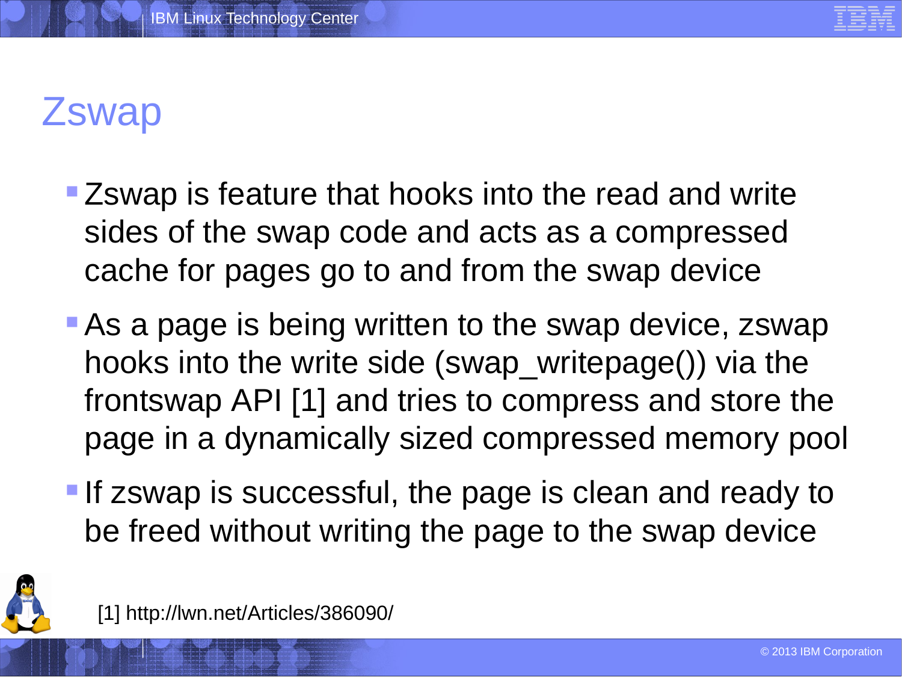# Zswap

- Zswap is feature that hooks into the read and write sides of the swap code and acts as a compressed cache for pages go to and from the swap device
- As a page is being written to the swap device, zswap hooks into the write side (swap_writepage()) via the frontswap API [1] and tries to compress and store the page in a dynamically sized compressed memory pool
- If zswap is successful, the page is clean and ready to be freed without writing the page to the swap device

[1] http://lwn.net/Articles/386090/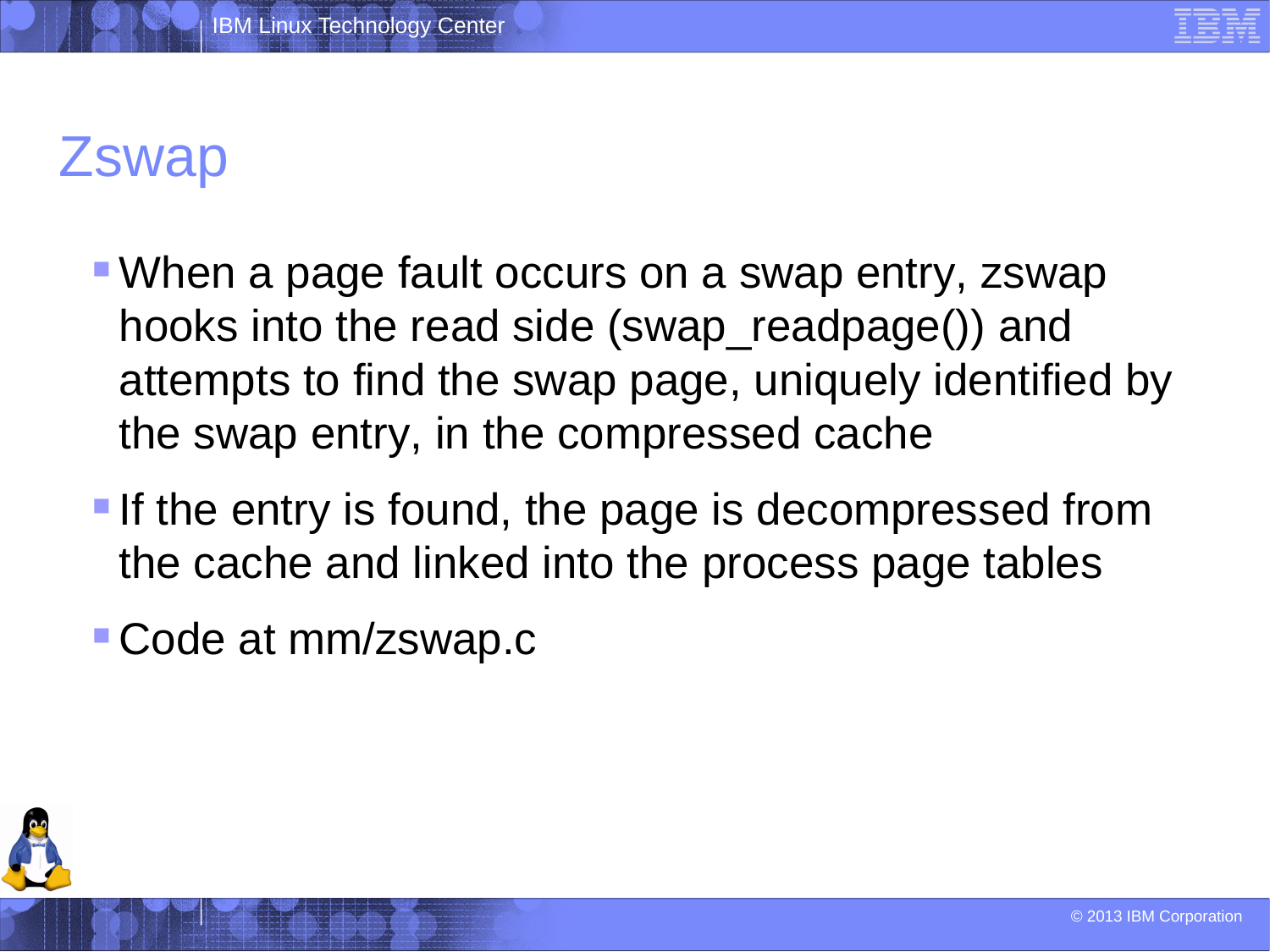# Zswap

- When a page fault occurs on a swap entry, zswap hooks into the read side (swap_readpage()) and attempts to find the swap page, uniquely identified by the swap entry, in the compressed cache
- If the entry is found, the page is decompressed from the cache and linked into the process page tables
- Code at mm/zswap.c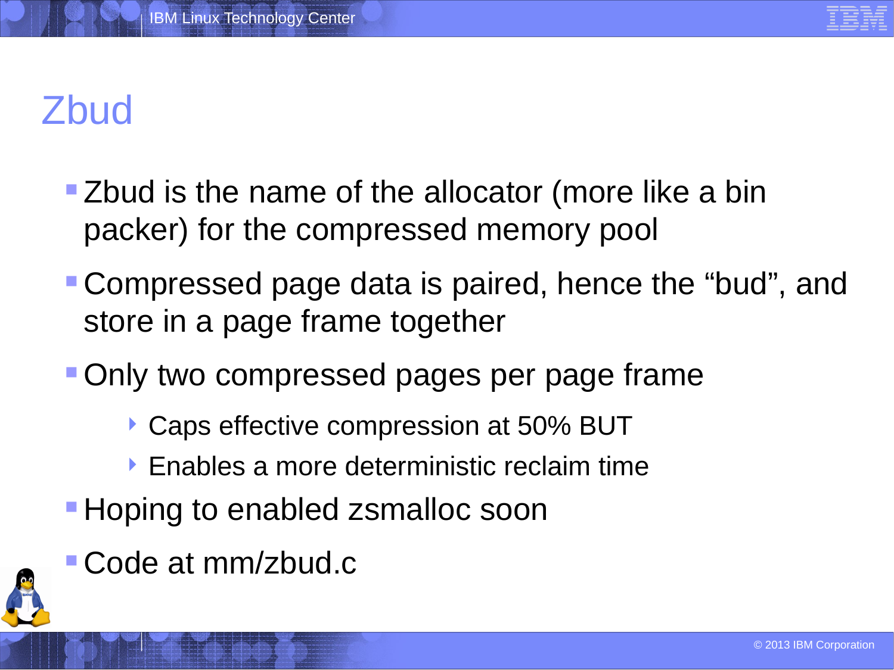# Zbud

- Zbud is the name of the allocator (more like a bin packer) for the compressed memory pool
- Compressed page data is paired, hence the “bud”, and store in a page frame together
- Only two compressed pages per page frame
  - Caps effective compression at 50% BUT
  - Enables a more deterministic reclaim time
- Hoping to enabled zsmalloc soon
- Code at mm/zbud.c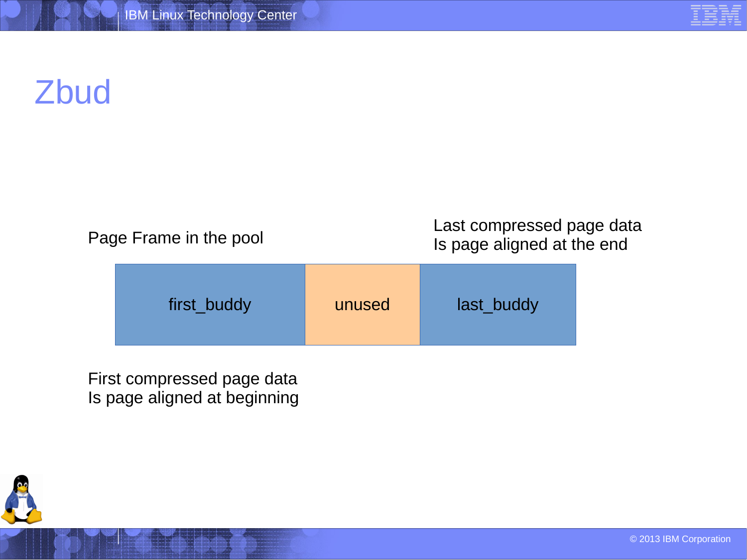# Zbud

Page Frame in the pool

Last compressed page data
Is page aligned at the end

| first_buddy | unused | last_buddy |
|---|---|---|

First compressed page data
Is page aligned at beginning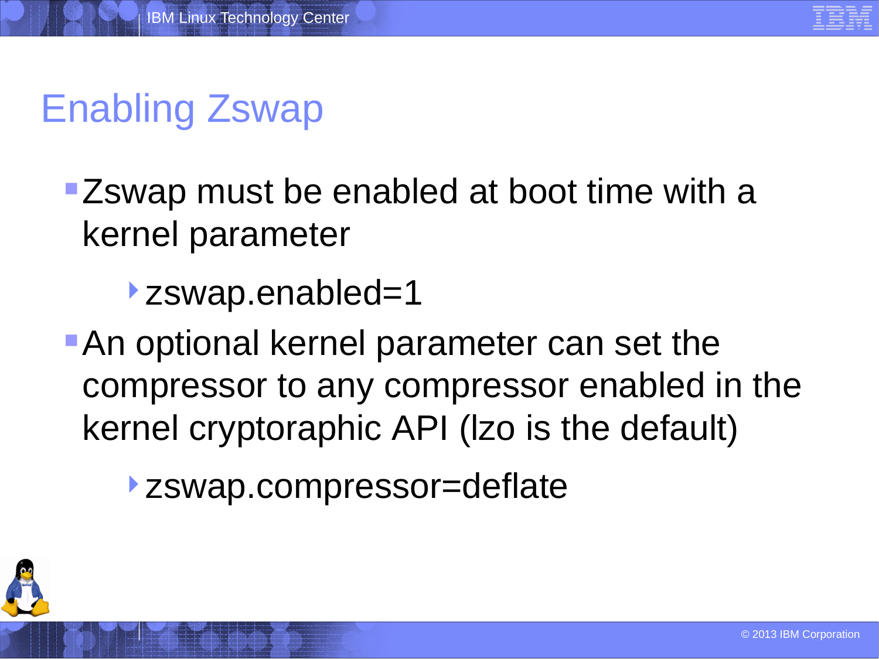# Enabling Zswap

- Zswap must be enabled at boot time with a kernel parameter
  - zswap.enabled=1
- An optional kernel parameter can set the compressor to any compressor enabled in the kernel cryptoraphic API (lzo is the default)
  - zswap.compressor=deflate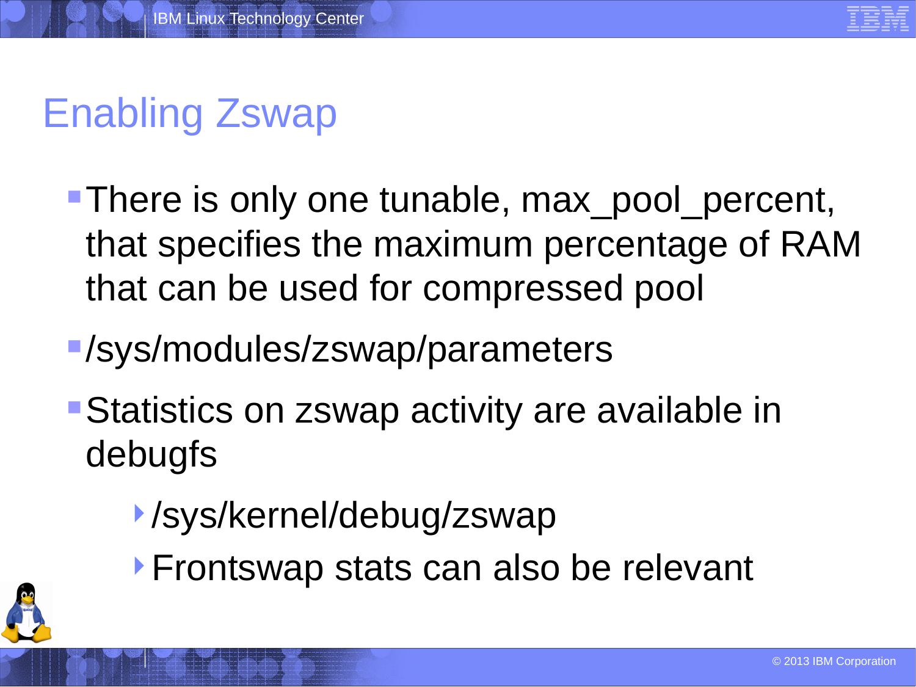# Enabling Zswap

- There is only one tunable, max_pool_percent, that specifies the maximum percentage of RAM that can be used for compressed pool
- /sys/modules/zswap/parameters
- Statistics on zswap activity are available in debugfs
  - /sys/kernel/debug/zswap
  - Frontswap stats can also be relevant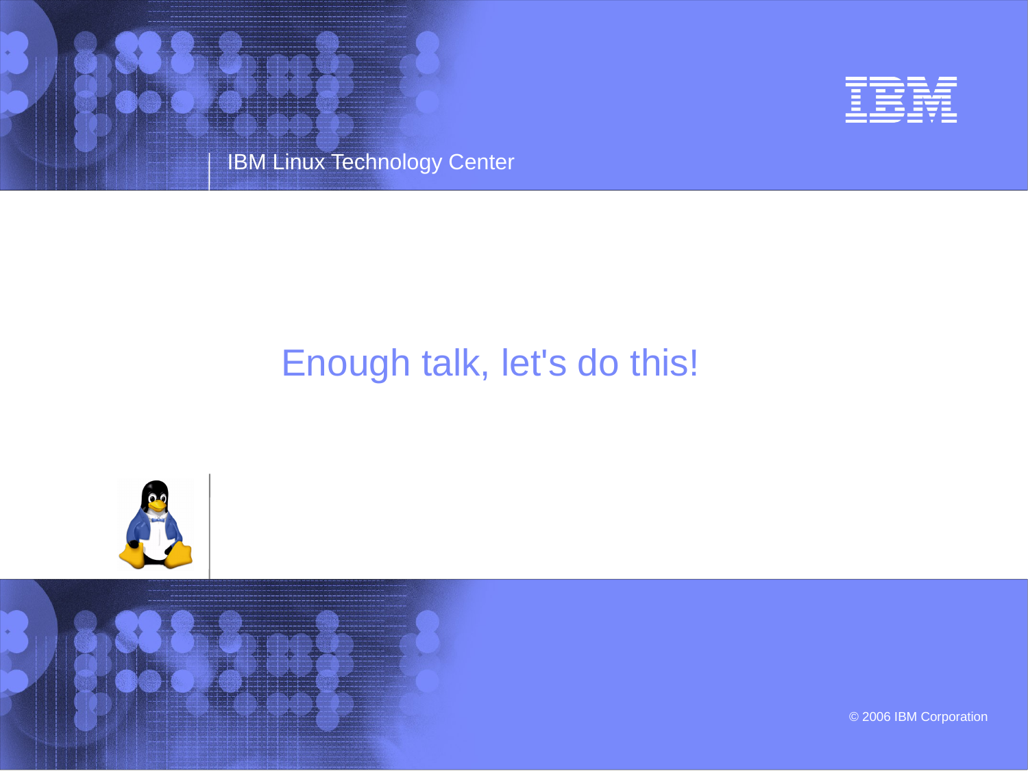# Enough talk, let's do this!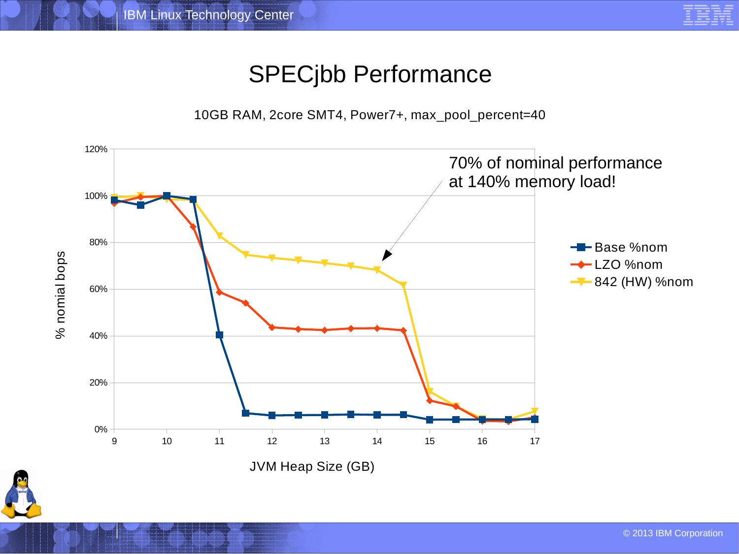# SPECjbb Performance

10GB RAM, 2core SMT4, Power7+, max_pool_percent=40

70% of nominal performance at 140% memory load!

% nomial bops

JVM Heap Size (GB)

Base %nom

LZO %nom

842 (HW) %nom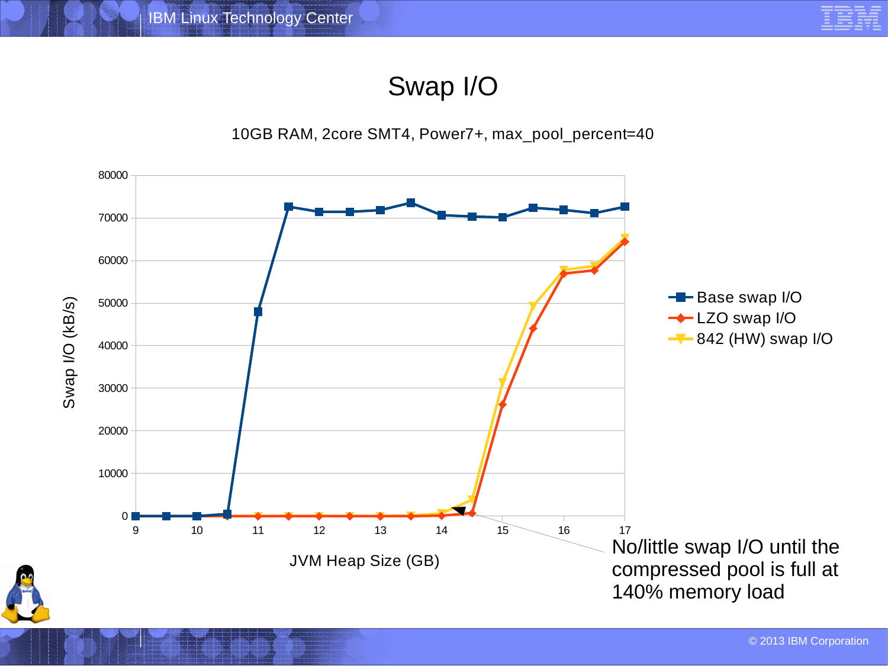# Swap I/O

10GB RAM, 2core SMT4, Power7+, max_pool_percent=40

Swap I/O (kB/s)

JVM Heap Size (GB)

- Base swap I/O
- LZO swap I/O
- 842 (HW) swap I/O

No/little swap I/O until the compressed pool is full at 140% memory load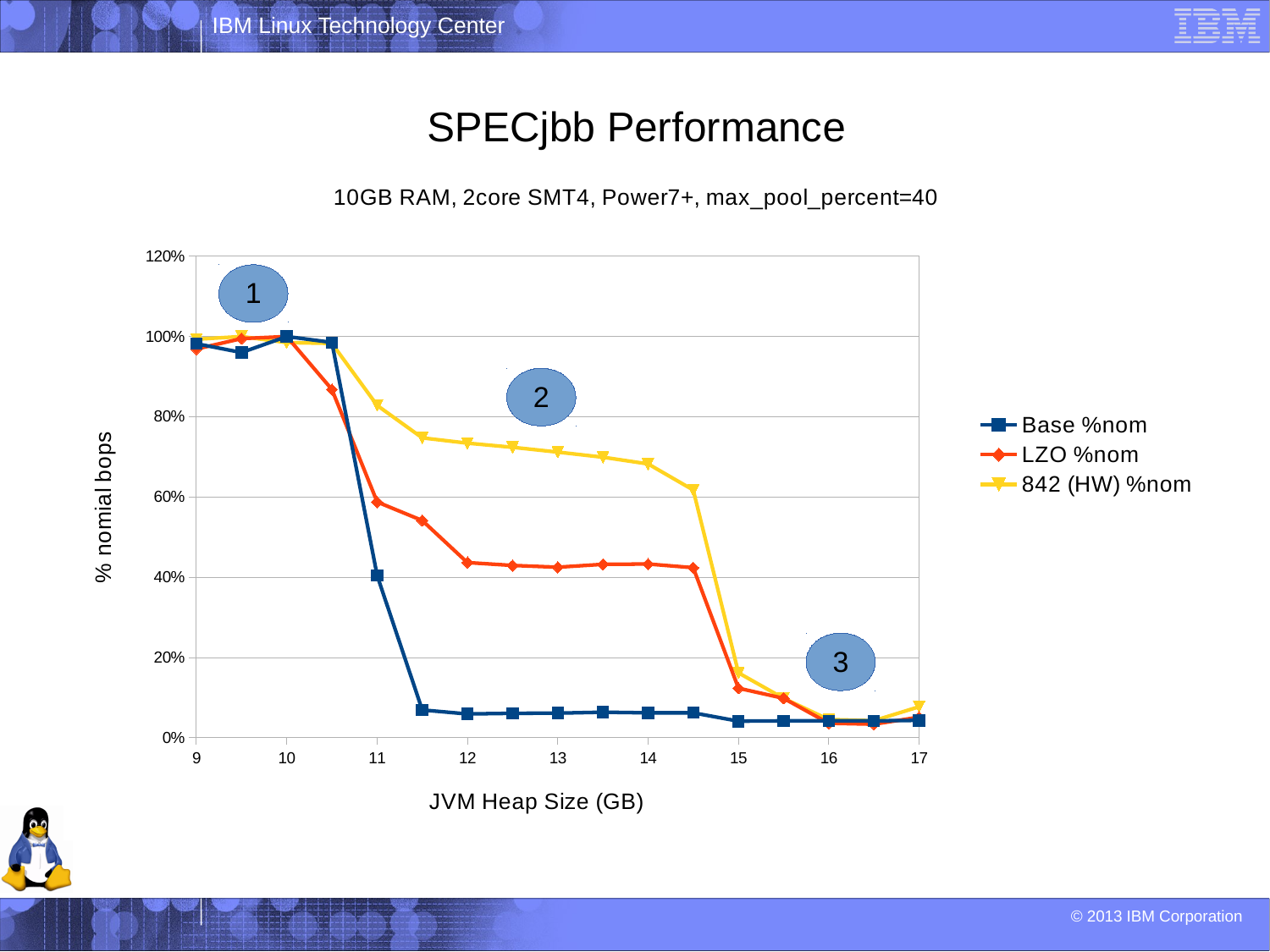# SPECjbb Performance

10GB RAM, 2core SMT4, Power7+, max_pool_percent=40

% nomial bops

JVM Heap Size (GB)

Base %nom

LZO %nom

842 (HW) %nom

1

2

3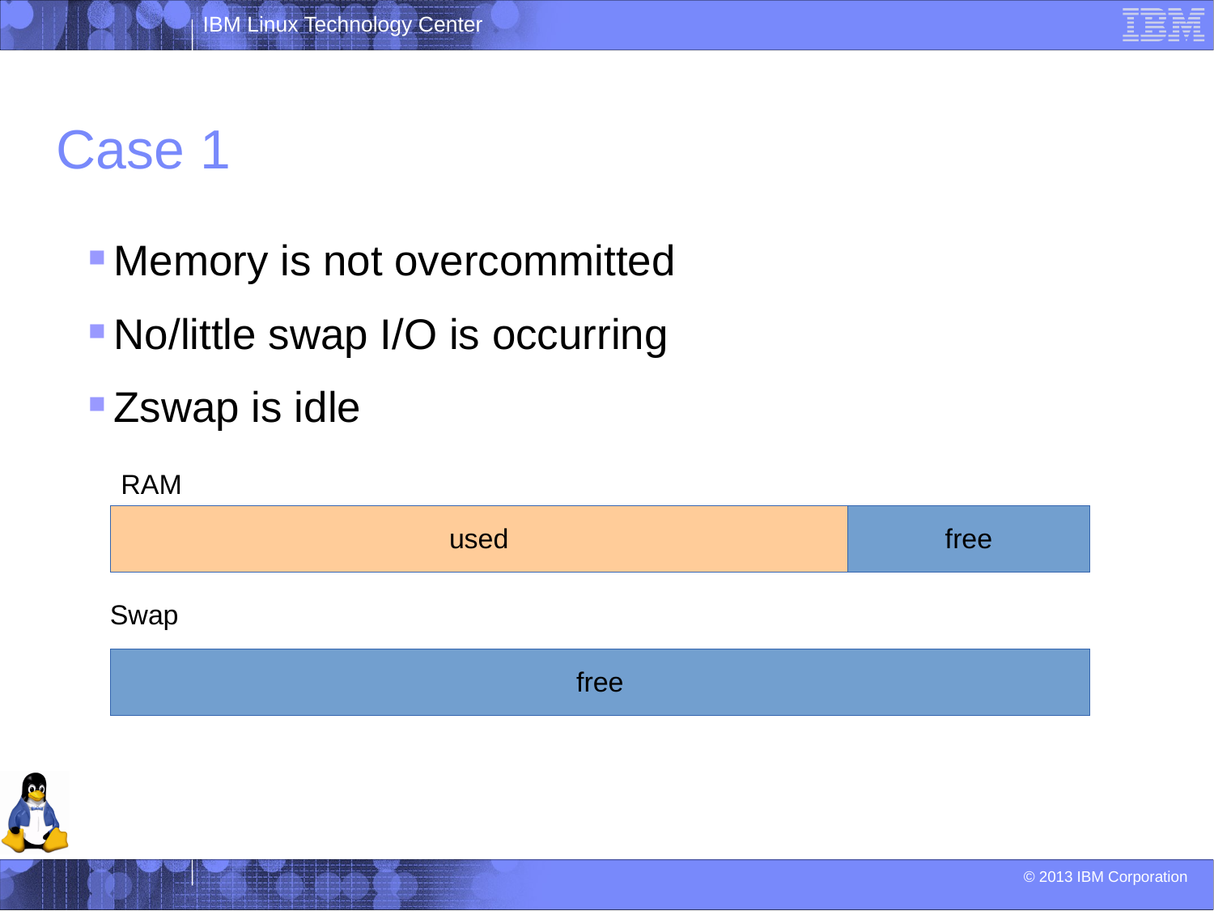# Case 1

- Memory is not overcommitted
- No/little swap I/O is occurring
- Zswap is idle

RAM

| used | free |
| --- | --- |

Swap

| free |
| --- |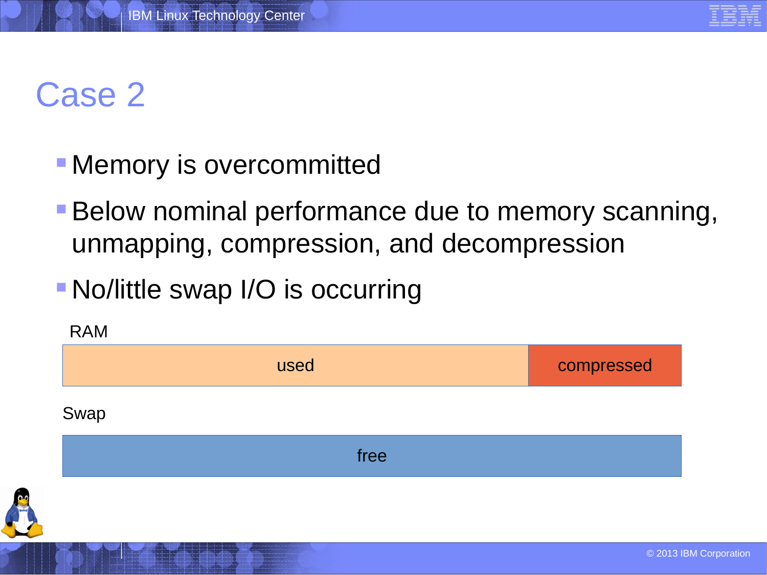# Case 2

- Memory is overcommitted
- Below nominal performance due to memory scanning, unmapping, compression, and decompression
- No/little swap I/O is occurring

RAM

| used | compressed |
|---|---|

Swap

| free |
|---|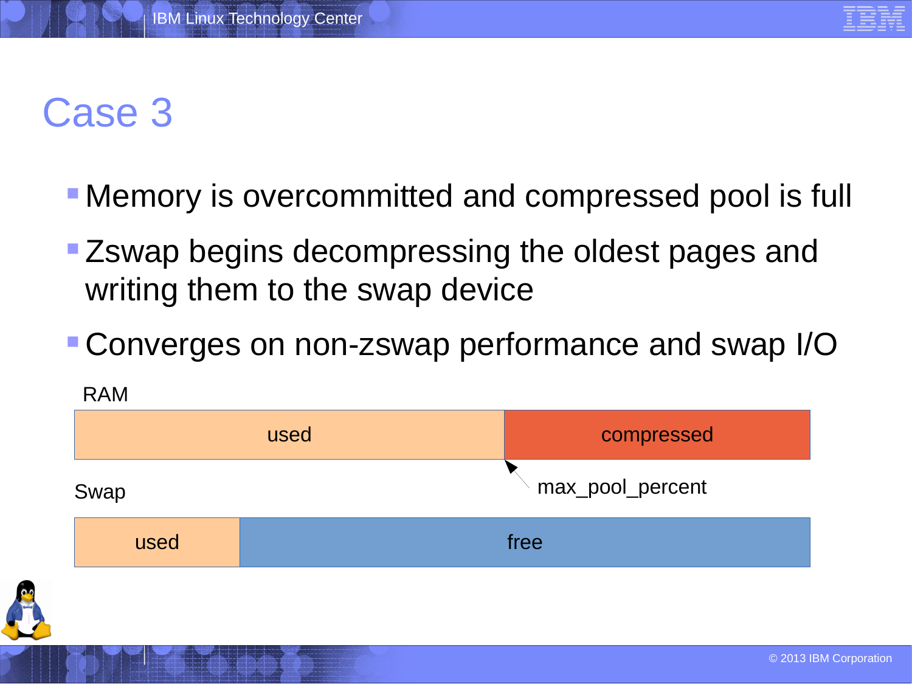# Case 3

- Memory is overcommitted and compressed pool is full
- Zswap begins decompressing the oldest pages and writing them to the swap device
- Converges on non-zswap performance and swap I/O

RAM

| used | compressed |
|---|---|

max_pool_percent

Swap

| used | free |
|---|---|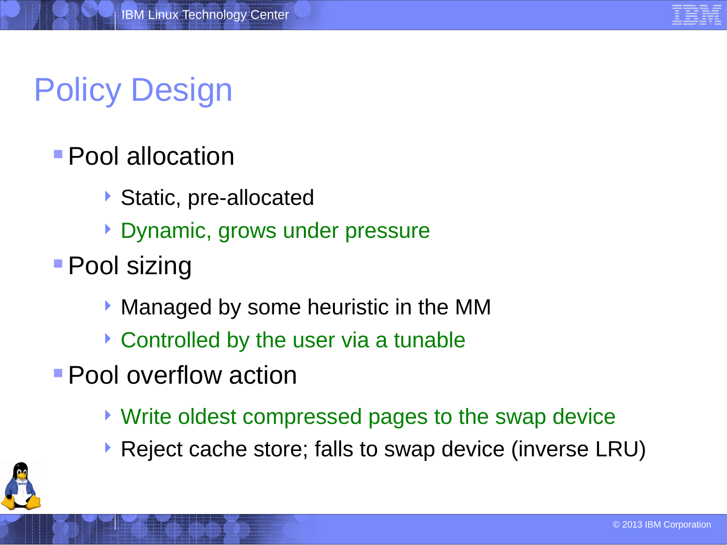# Policy Design

- Pool allocation
  - Static, pre-allocated
  - Dynamic, grows under pressure
- Pool sizing
  - Managed by some heuristic in the MM
  - Controlled by the user via a tunable
- Pool overflow action
  - Write oldest compressed pages to the swap device
  - Reject cache store; falls to swap device (inverse LRU)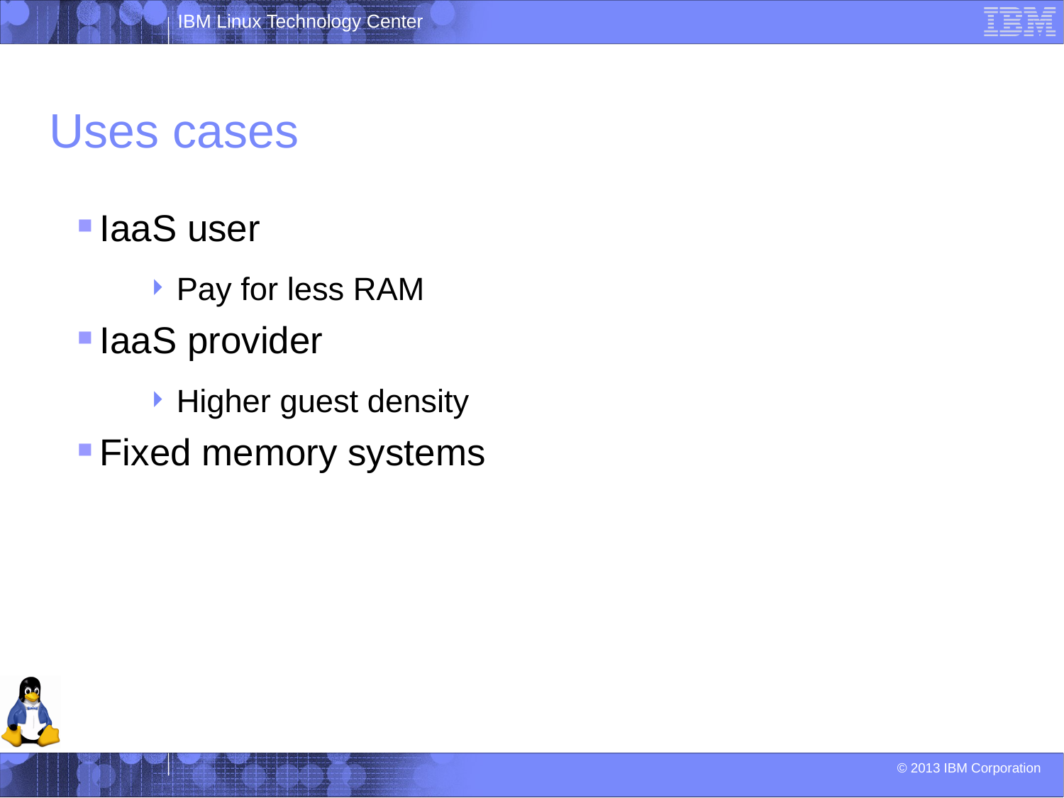# Uses cases

- IaaS user
  - Pay for less RAM
- IaaS provider
  - Higher guest density
- Fixed memory systems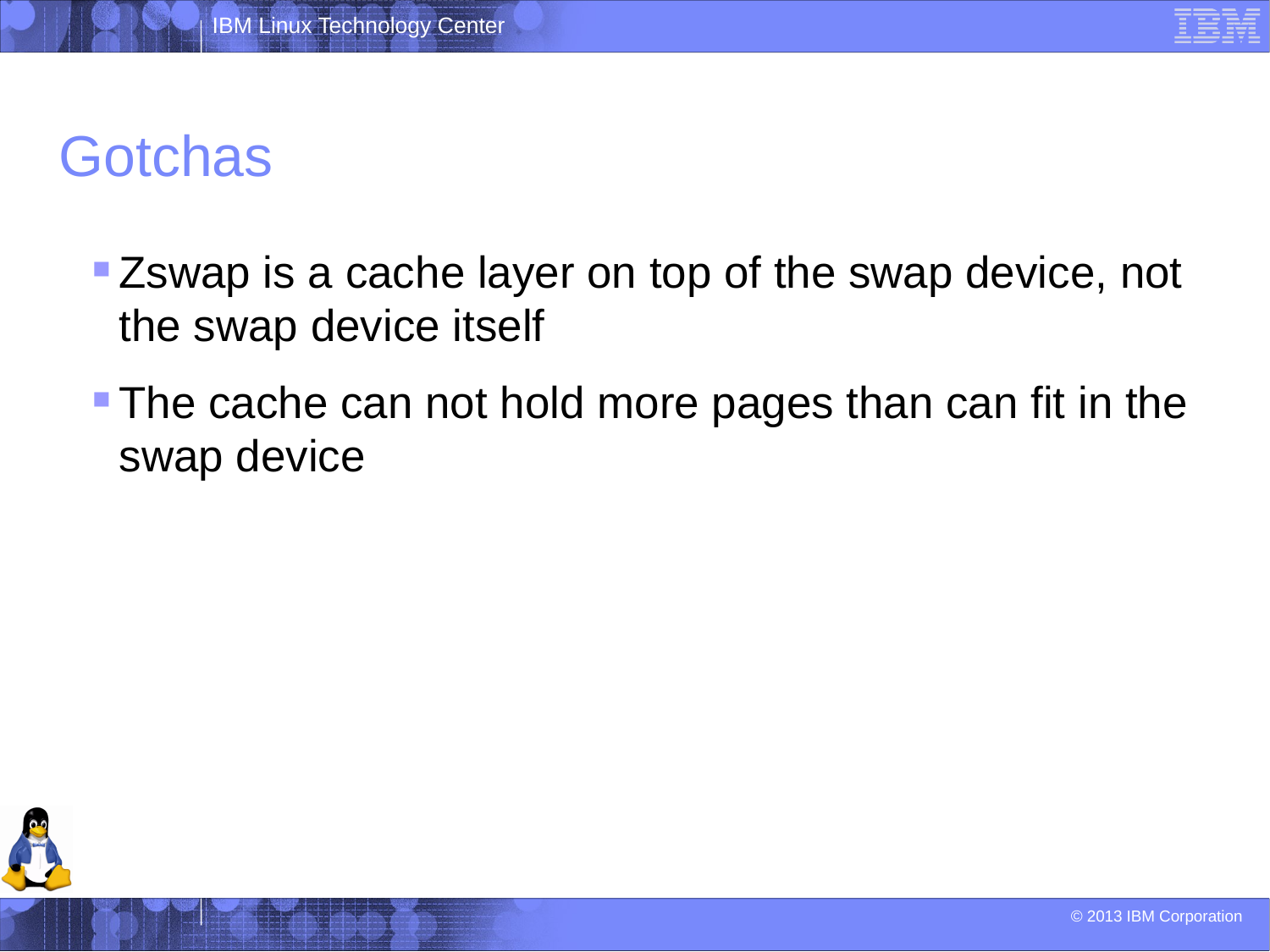# Gotchas

- Zswap is a cache layer on top of the swap device, not the swap device itself
- The cache can not hold more pages than can fit in the swap device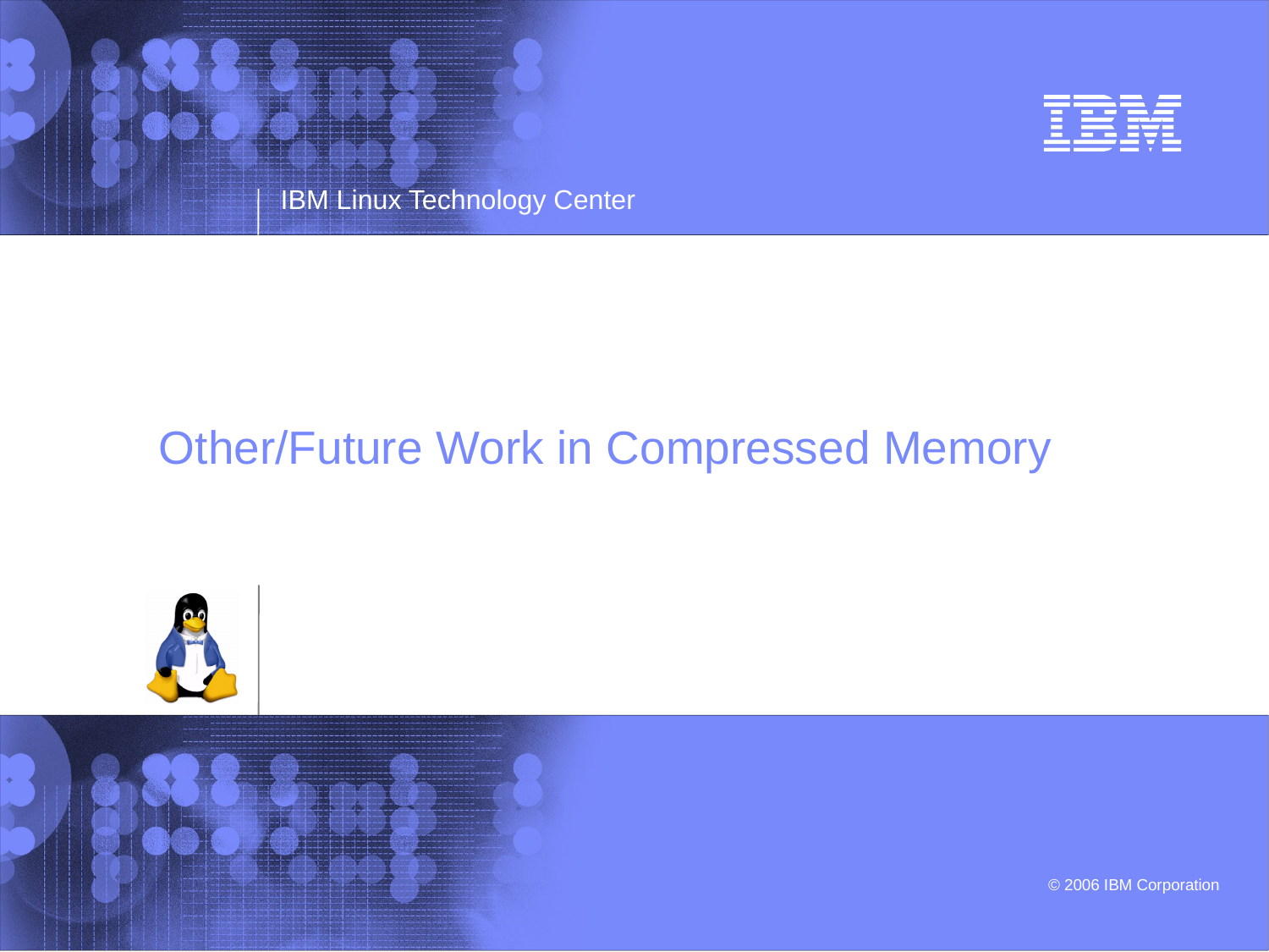# Other/Future Work in Compressed Memory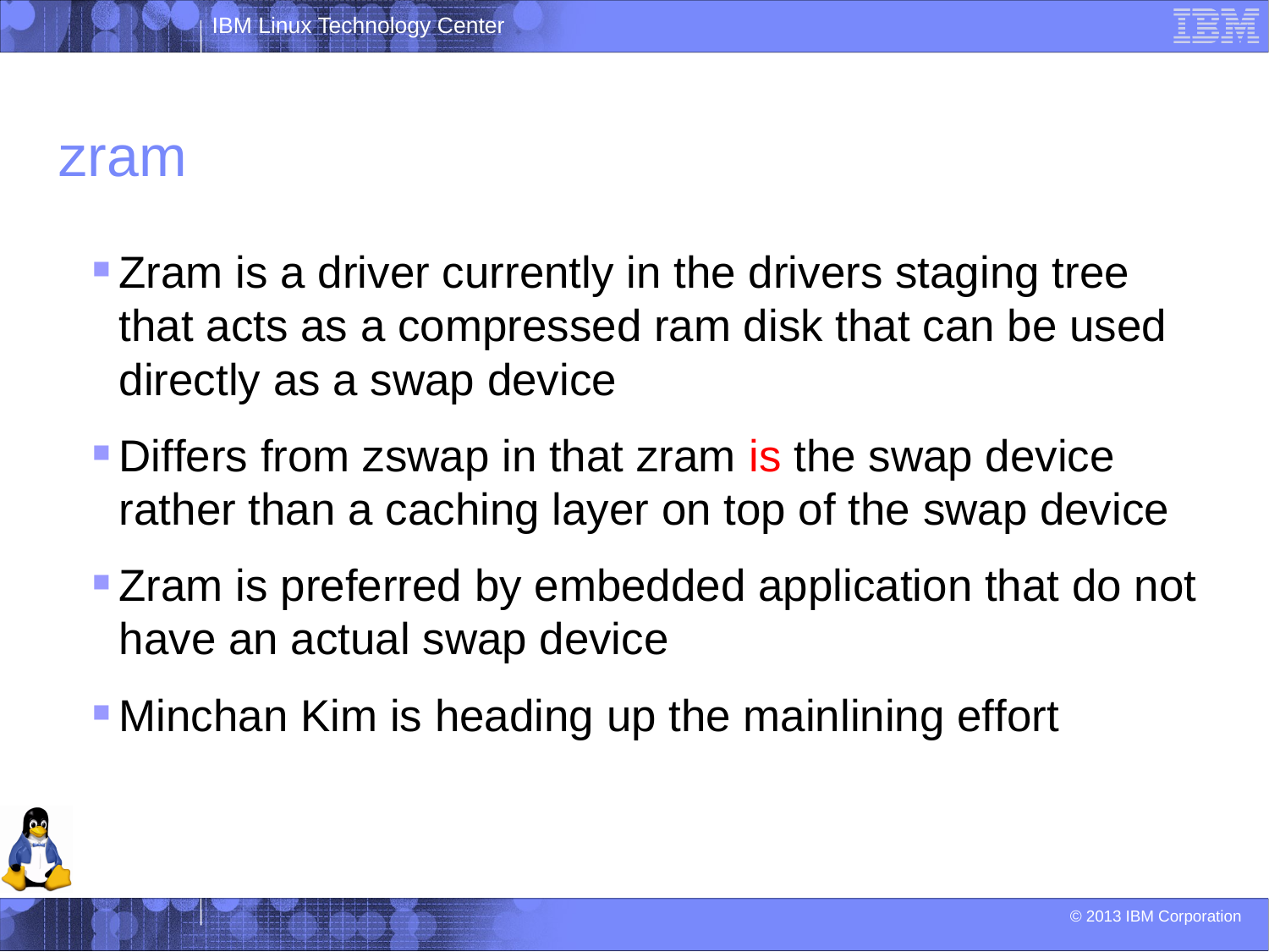# zram

- Zram is a driver currently in the drivers staging tree that acts as a compressed ram disk that can be used directly as a swap device
- Differs from zswap in that zram *is* the swap device rather than a caching layer on top of the swap device
- Zram is preferred by embedded application that do not have an actual swap device
- Minchan Kim is heading up the mainlining effort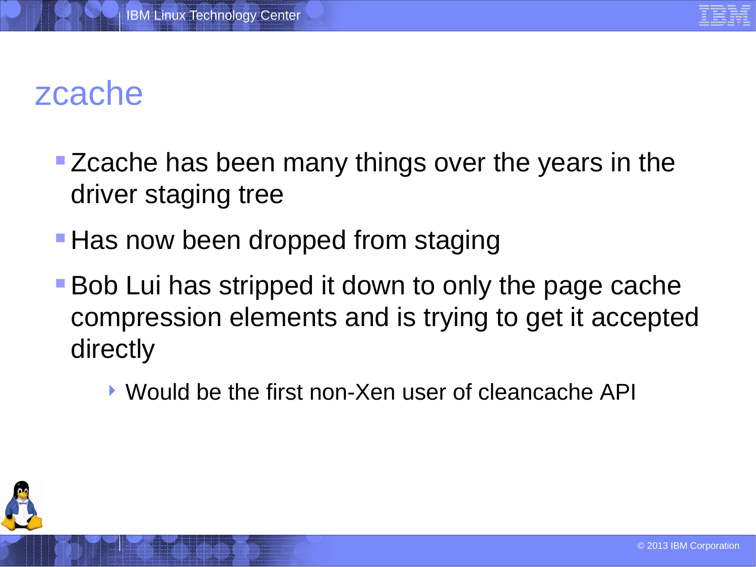# zcache

- Zcache has been many things over the years in the driver staging tree
- Has now been dropped from staging
- Bob Lui has stripped it down to only the page cache compression elements and is trying to get it accepted directly
  - Would be the first non-Xen user of cleancache API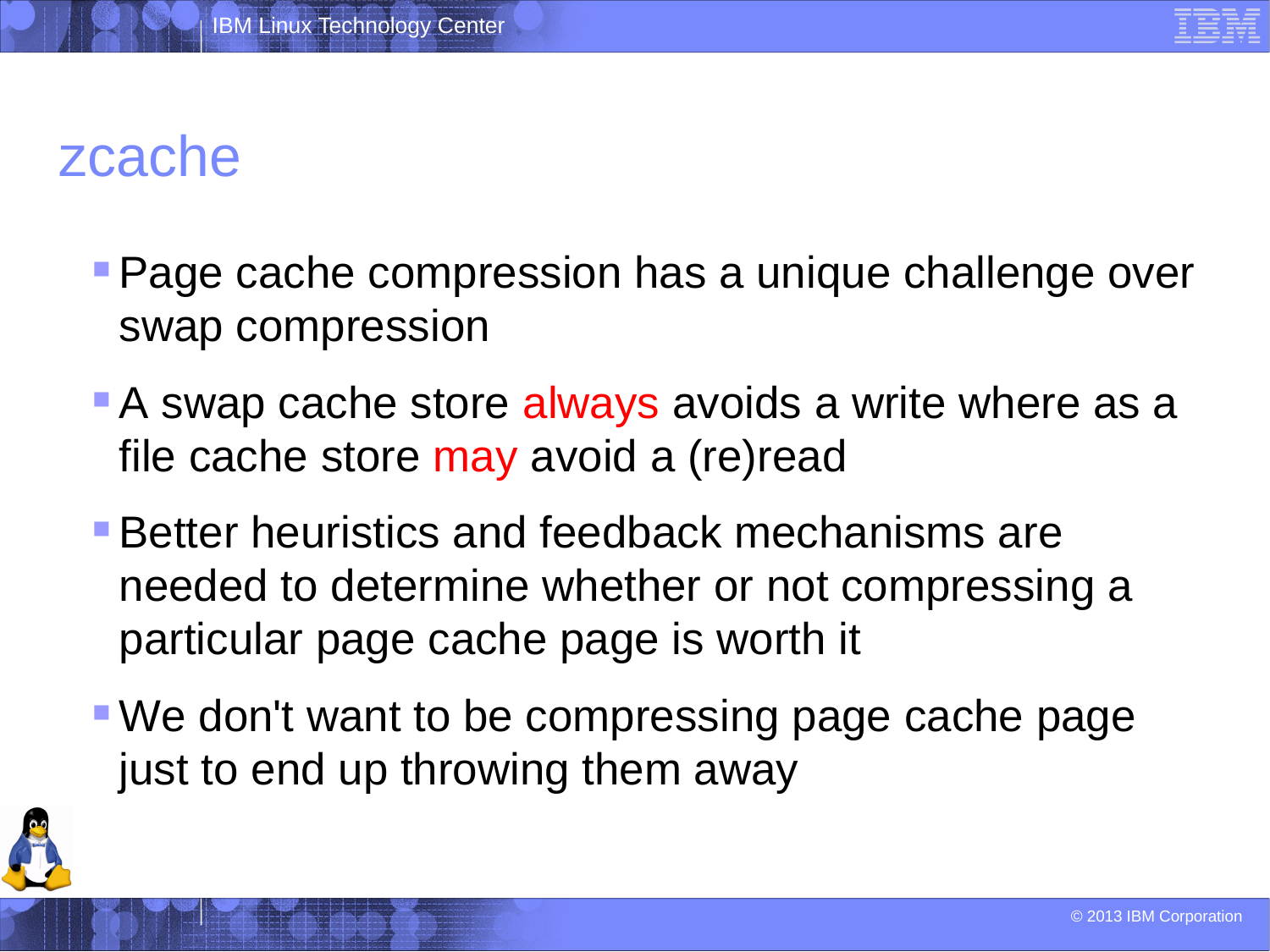# zcache

- Page cache compression has a unique challenge over swap compression
- A swap cache store always avoids a write where as a file cache store may avoid a (re)read
- Better heuristics and feedback mechanisms are needed to determine whether or not compressing a particular page cache page is worth it
- We don't want to be compressing page cache page just to end up throwing them away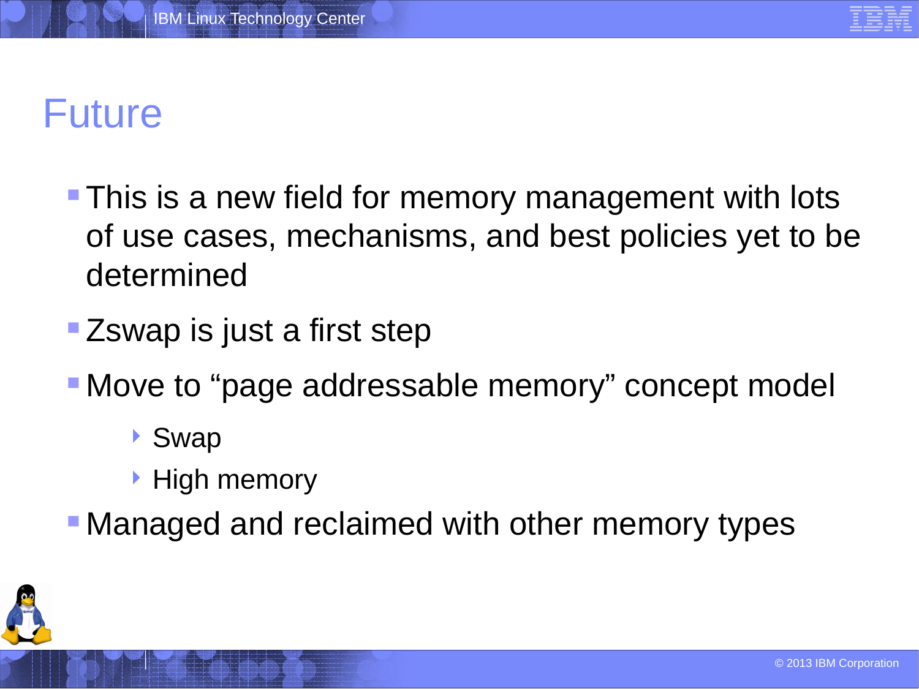# Future

- This is a new field for memory management with lots of use cases, mechanisms, and best policies yet to be determined
- Zswap is just a first step
- Move to “page addressable memory” concept model
  - Swap
  - High memory
- Managed and reclaimed with other memory types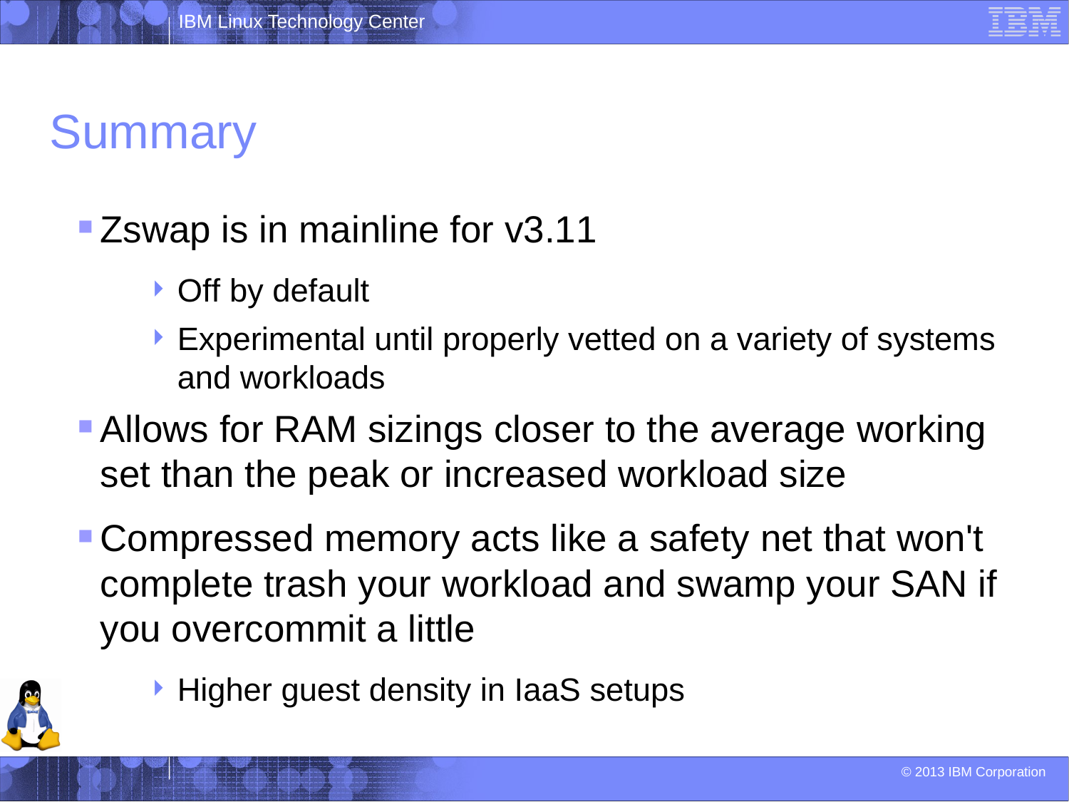# Summary

- Zswap is in mainline for v3.11
  - Off by default
  - Experimental until properly vetted on a variety of systems and workloads
- Allows for RAM sizings closer to the average working set than the peak or increased workload size
- Compressed memory acts like a safety net that won't complete trash your workload and swamp your SAN if you overcommit a little
  - Higher guest density in IaaS setups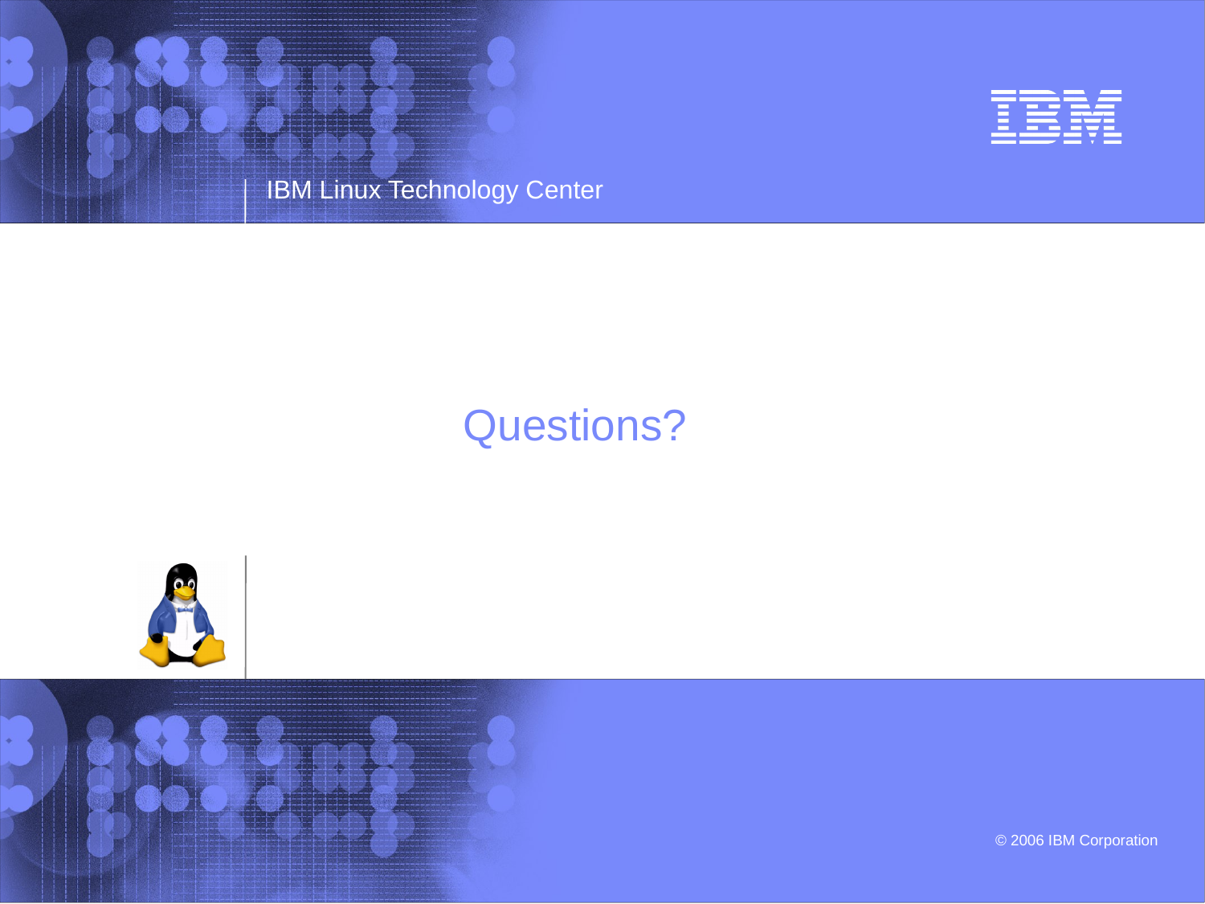# Questions?